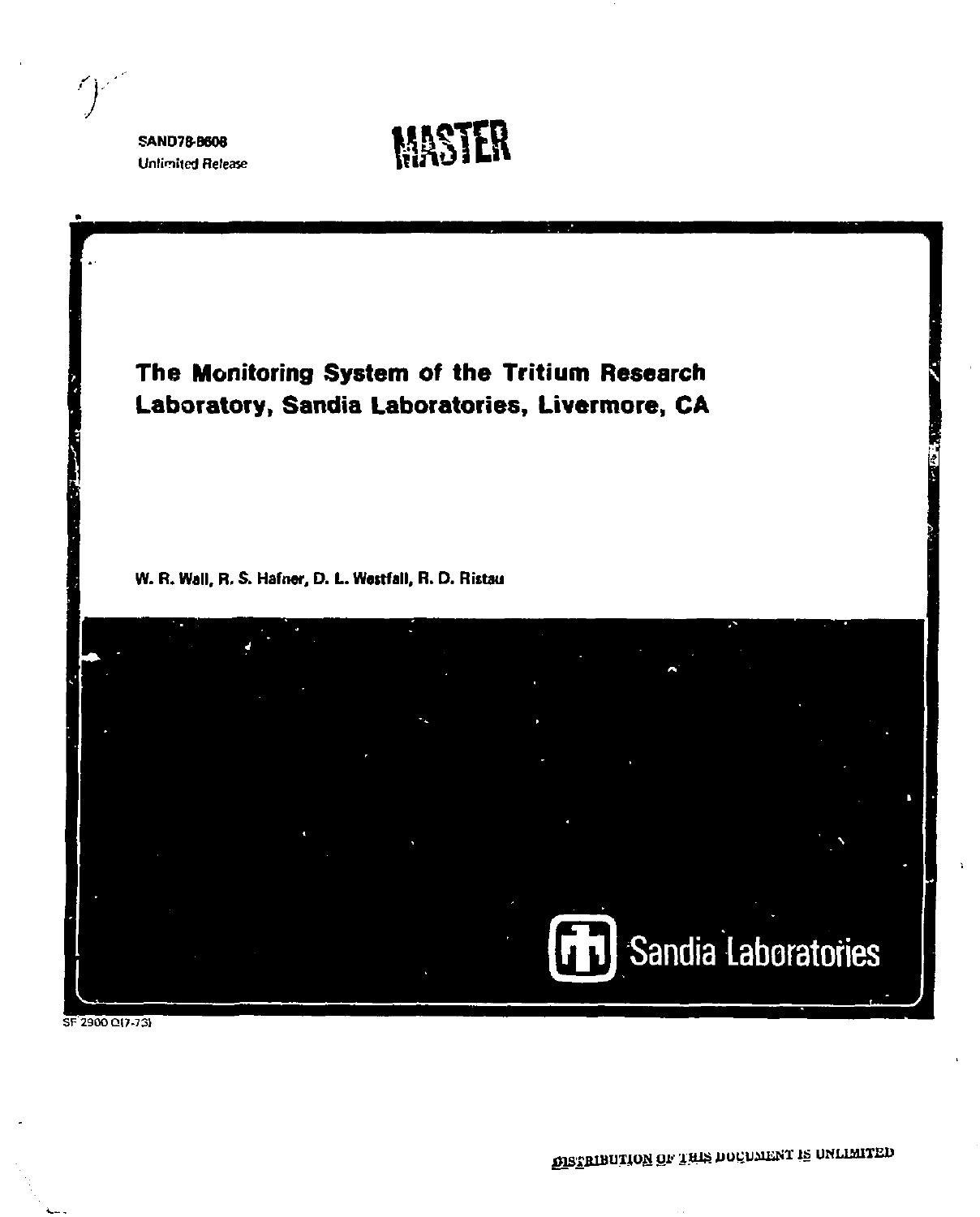SAND78-8608
Unlimited Release

MASTER

# The Monitoring System of the Tritium Research Laboratory, Sandia Laboratories, Livermore, CA

W. R. Wall, R. S. Hafner, D. L. Westfall, R. D. Ristau

Sandia Laboratories

SF 2900 Q(7-73)

DISTRIBUTION OF THIS DOCUMENT IS UNLIMITED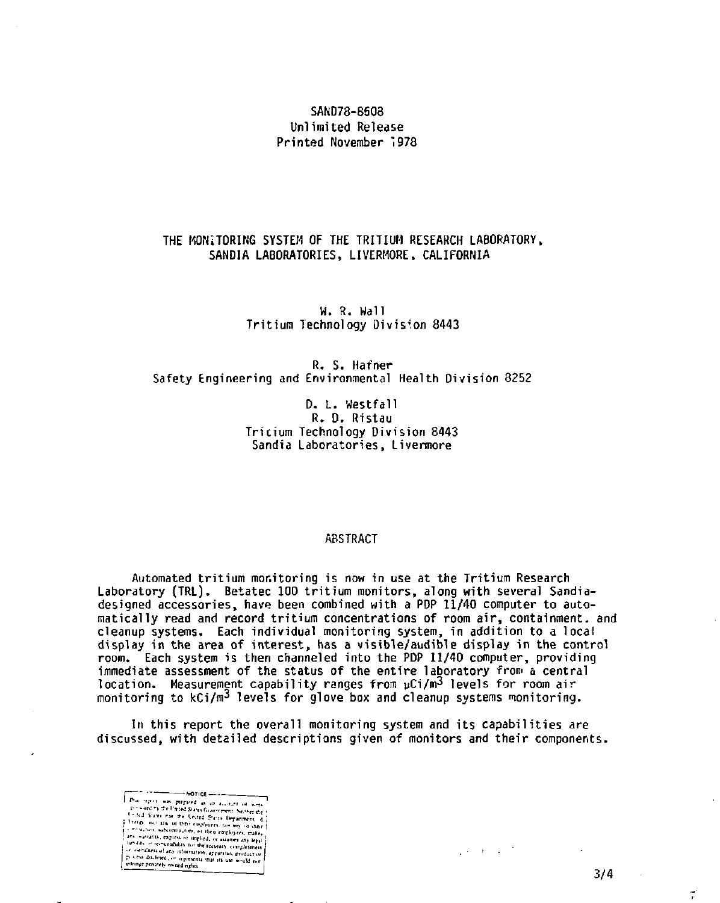SAND78-8608
Unlimited Release
Printed November 1978

# THE MONITORING SYSTEM OF THE TRITIUM RESEARCH LABORATORY, SANDIA LABORATORIES, LIVERMORE, CALIFORNIA

W. R. Wall
Tritium Technology Division 8443

R. S. Hafner
Safety Engineering and Environmental Health Division 8252

D. L. Westfall
R. D. Ristau
Tritium Technology Division 8443
Sandia Laboratories, Livermore

## ABSTRACT

Automated tritium monitoring is now in use at the Tritium Research Laboratory (TRL). Betatec 100 tritium monitors, along with several Sandia-designed accessories, have been combined with a PDP 11/40 computer to automatically read and record tritium concentrations of room air, containment, and cleanup systems. Each individual monitoring system, in addition to a local display in the area of interest, has a visible/audible display in the control room. Each system is then channeled into the PDP 11/40 computer, providing immediate assessment of the status of the entire laboratory from a central location. Measurement capability ranges from $\mu Ci/m^3$ levels for room air monitoring to $kCi/m^3$ levels for glove box and cleanup systems monitoring.

In this report the overall monitoring system and its capabilities are discussed, with detailed descriptions given of monitors and their components.

NOTICE

This report was prepared as an account of work sponsored by the United States Government. Neither the United States nor the United States Department of Energy, nor any of their employees, nor any of their contractors, subcontractors, or their employees, makes any warranty, express or implied, or assumes any legal liability or responsibility for the accuracy, completeness or usefulness of any information, apparatus, product or process disclosed, or represents that its use would not infringe privately owned rights.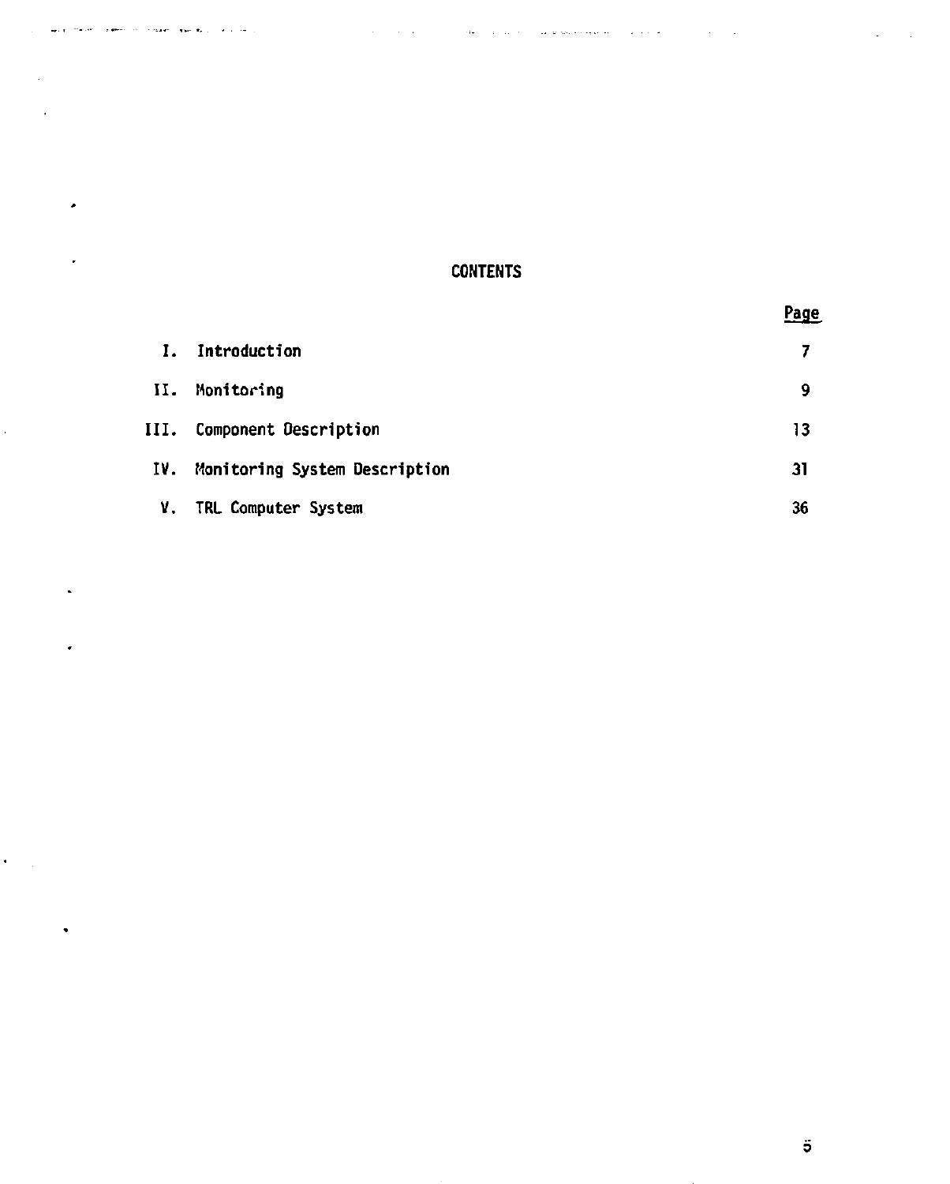# CONTENTS

| | | Page |
|---|---|---|
| I. | Introduction | 7 |
| II. | Monitoring | 9 |
| III. | Component Description | 13 |
| IV. | Monitoring System Description | 31 |
| V. | TRL Computer System | 36 |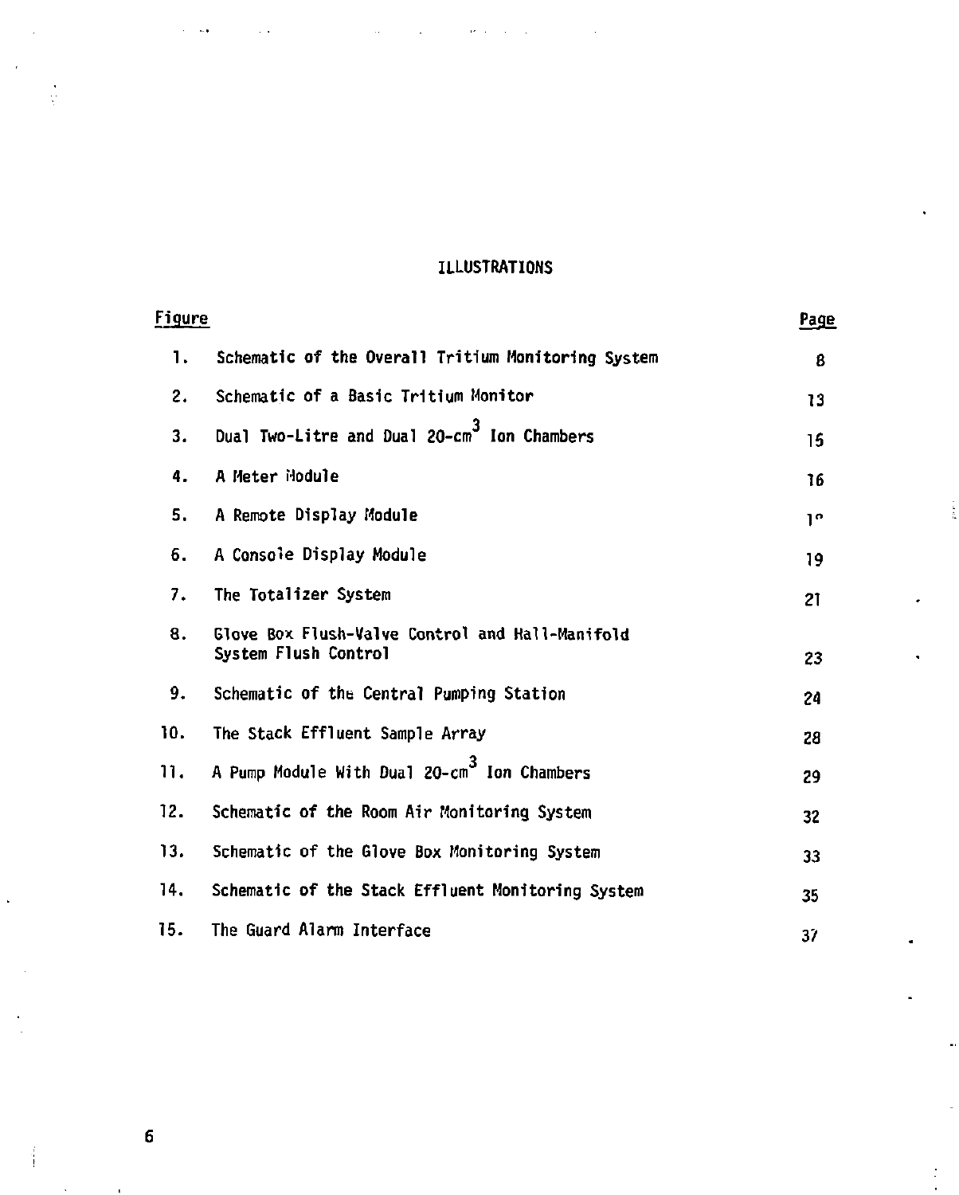# ILLUSTRATIONS

| Figure | | Page |
|---|---|---|
| 1. | Schematic of the Overall Tritium Monitoring System | 8 |
| 2. | Schematic of a Basic Tritium Monitor | 13 |
| 3. | Dual Two-Litre and Dual 20-$cm^3$ Ion Chambers | 15 |
| 4. | A Meter Module | 16 |
| 5. | A Remote Display Module | 1° |
| 6. | A Console Display Module | 19 |
| 7. | The Totalizer System | 21 |
| 8. | Glove Box Flush-Valve Control and Hall-Manifold System Flush Control | 23 |
| 9. | Schematic of the Central Pumping Station | 24 |
| 10. | The Stack Effluent Sample Array | 28 |
| 11. | A Pump Module With Dual 20-$cm^3$ Ion Chambers | 29 |
| 12. | Schematic of the Room Air Monitoring System | 32 |
| 13. | Schematic of the Glove Box Monitoring System | 33 |
| 14. | Schematic of the Stack Effluent Monitoring System | 35 |
| 15. | The Guard Alarm Interface | 37 |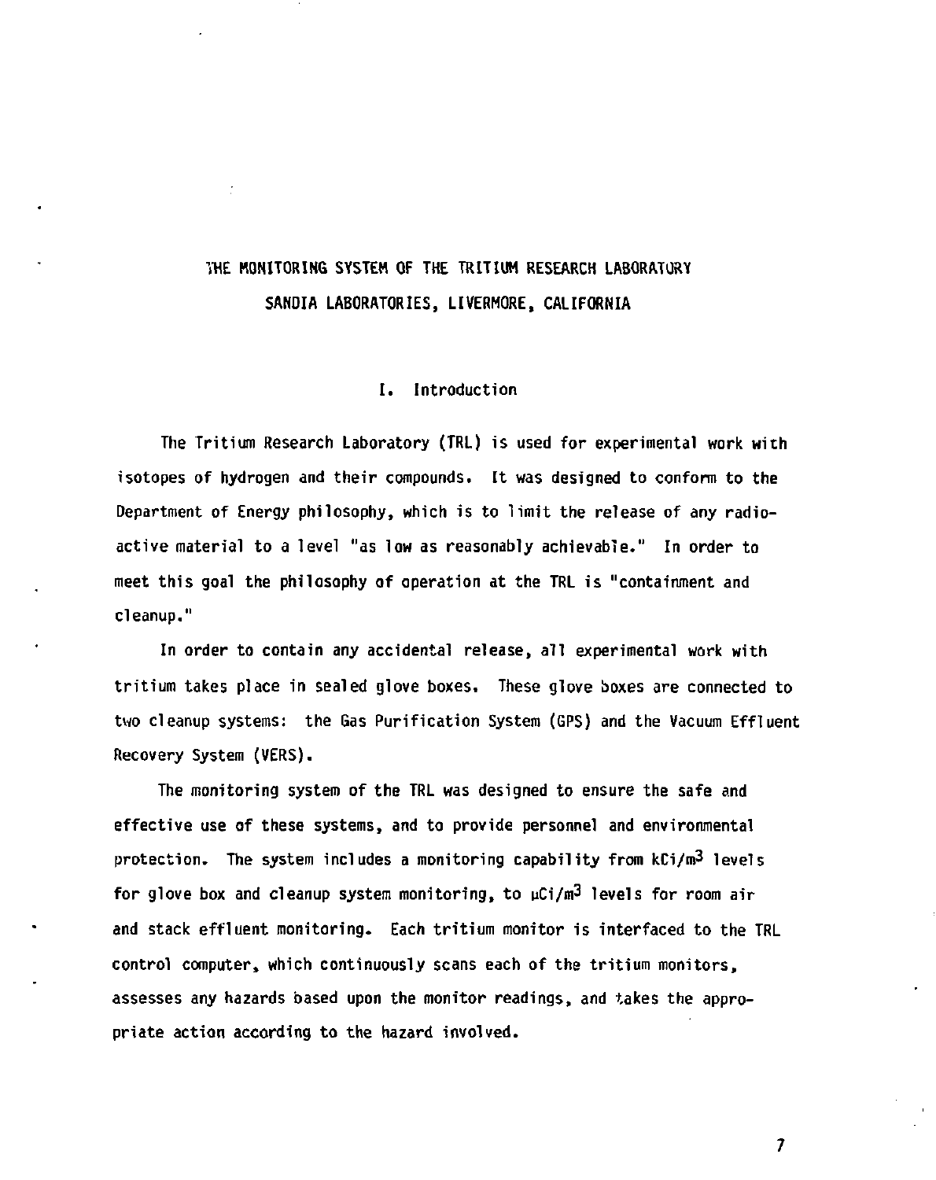# THE MONITORING SYSTEM OF THE TRITIUM RESEARCH LABORATORY
# SANDIA LABORATORIES, LIVERMORE, CALIFORNIA

## I. Introduction

The Tritium Research Laboratory (TRL) is used for experimental work with isotopes of hydrogen and their compounds. It was designed to conform to the Department of Energy philosophy, which is to limit the release of any radioactive material to a level "as low as reasonably achievable." In order to meet this goal the philosophy of operation at the TRL is "containment and cleanup."

In order to contain any accidental release, all experimental work with tritium takes place in sealed glove boxes. These glove boxes are connected to two cleanup systems: the Gas Purification System (GPS) and the Vacuum Effluent Recovery System (VERS).

The monitoring system of the TRL was designed to ensure the safe and effective use of these systems, and to provide personnel and environmental protection. The system includes a monitoring capability from $kCi/m^3$ levels for glove box and cleanup system monitoring, to $\mu Ci/m^3$ levels for room air and stack effluent monitoring. Each tritium monitor is interfaced to the TRL control computer, which continuously scans each of the tritium monitors, assesses any hazards based upon the monitor readings, and takes the appropriate action according to the hazard involved.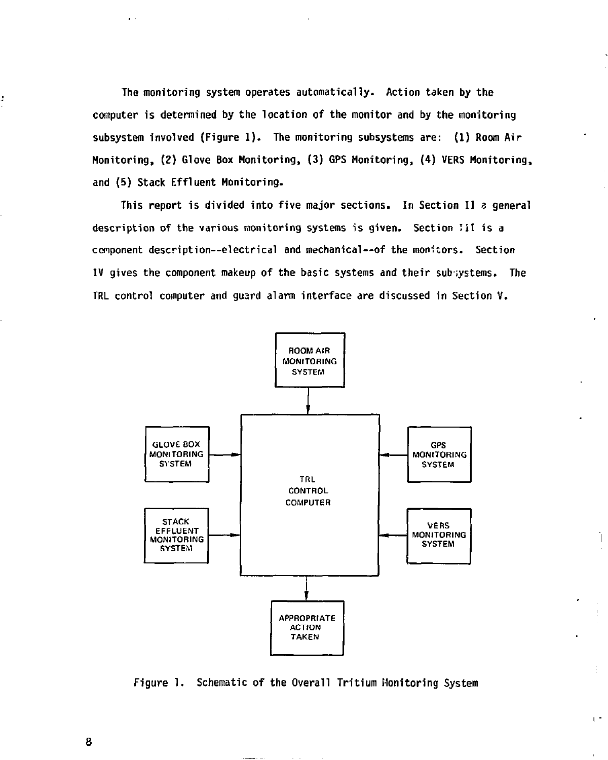The monitoring system operates automatically. Action taken by the computer is determined by the location of the monitor and by the monitoring subsystem involved (Figure 1). The monitoring subsystems are: (1) Room Air Monitoring, (2) Glove Box Monitoring, (3) GPS Monitoring, (4) VERS Monitoring, and (5) Stack Effluent Monitoring.

This report is divided into five major sections. In Section II a general description of the various monitoring systems is given. Section III is a component description--electrical and mechanical--of the monitors. Section IV gives the component makeup of the basic systems and their subsystems. The TRL control computer and guard alarm interface are discussed in Section V.

ROOM AIR MONITORING SYSTEM

GLOVE BOX MONITORING SYSTEM

GPS MONITORING SYSTEM

TRL CONTROL COMPUTER

STACK EFFLUENT MONITORING SYSTEM

VERS MONITORING SYSTEM

APPROPRIATE ACTION TAKEN

Figure 1. Schematic of the Overall Tritium Monitoring System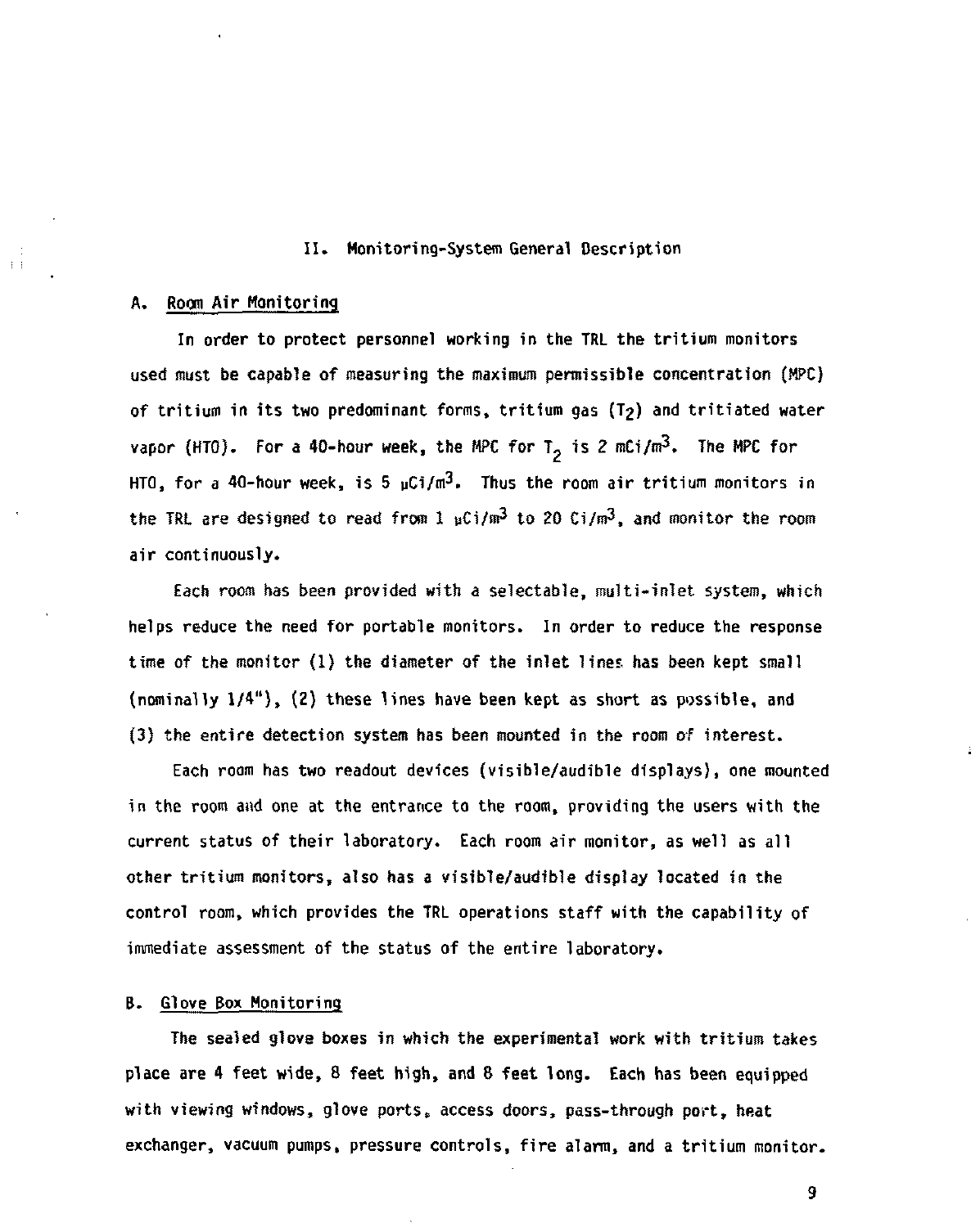## II. Monitoring-System General Description

### A. Room Air Monitoring

In order to protect personnel working in the TRL the tritium monitors used must be capable of measuring the maximum permissible concentration (MPC) of tritium in its two predominant forms, tritium gas ($T_2$) and tritiated water vapor (HTO). For a 40-hour week, the MPC for $T_2$ is 2 mCi/m$^3$. The MPC for HTO, for a 40-hour week, is 5 $\mu$Ci/m$^3$. Thus the room air tritium monitors in the TRL are designed to read from 1 $\mu$Ci/m$^3$ to 20 Ci/m$^3$, and monitor the room air continuously.

Each room has been provided with a selectable, multi-inlet system, which helps reduce the need for portable monitors. In order to reduce the response time of the monitor (1) the diameter of the inlet lines has been kept small (nominally 1/4"), (2) these lines have been kept as short as possible, and (3) the entire detection system has been mounted in the room of interest.

Each room has two readout devices (visible/audible displays), one mounted in the room and one at the entrance to the room, providing the users with the current status of their laboratory. Each room air monitor, as well as all other tritium monitors, also has a visible/audible display located in the control room, which provides the TRL operations staff with the capability of immediate assessment of the status of the entire laboratory.

### B. Glove Box Monitoring

The sealed glove boxes in which the experimental work with tritium takes place are 4 feet wide, 8 feet high, and 8 feet long. Each has been equipped with viewing windows, glove ports, access doors, pass-through port, heat exchanger, vacuum pumps, pressure controls, fire alarm, and a tritium monitor.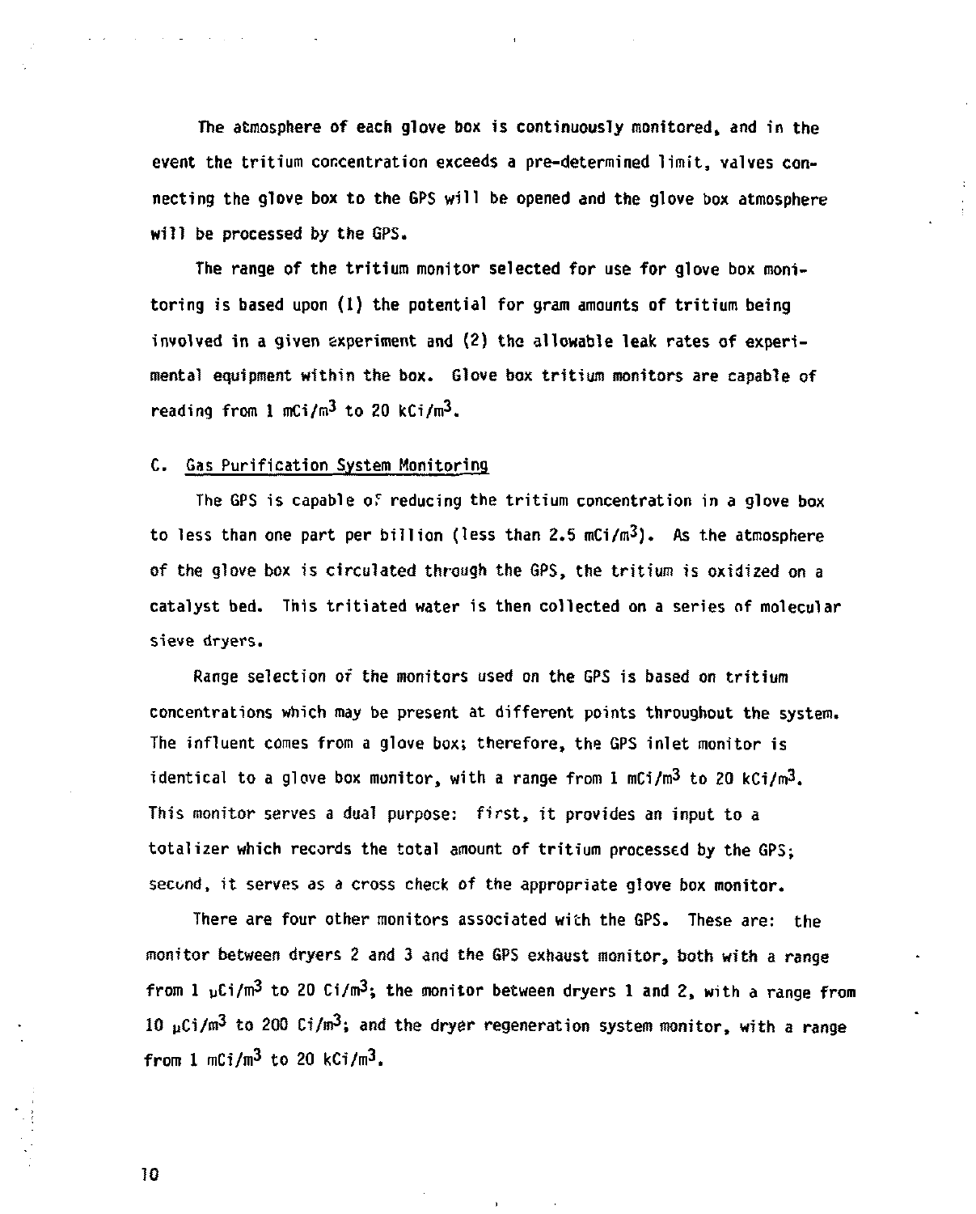The atmosphere of each glove box is continuously monitored, and in the event the tritium concentration exceeds a pre-determined limit, valves connecting the glove box to the GPS will be opened and the glove box atmosphere will be processed by the GPS.

The range of the tritium monitor selected for use for glove box monitoring is based upon (1) the potential for gram amounts of tritium being involved in a given experiment and (2) the allowable leak rates of experimental equipment within the box. Glove box tritium monitors are capable of reading from 1 $mCi/m^3$ to 20 $kCi/m^3$.

### C. Gas Purification System Monitoring

The GPS is capable of reducing the tritium concentration in a glove box to less than one part per billion (less than 2.5 $mCi/m^3$). As the atmosphere of the glove box is circulated through the GPS, the tritium is oxidized on a catalyst bed. This tritiated water is then collected on a series of molecular sieve dryers.

Range selection of the monitors used on the GPS is based on tritium concentrations which may be present at different points throughout the system. The influent comes from a glove box; therefore, the GPS inlet monitor is identical to a glove box monitor, with a range from 1 $mCi/m^3$ to 20 $kCi/m^3$. This monitor serves a dual purpose: first, it provides an input to a totalizer which records the total amount of tritium processed by the GPS; second, it serves as a cross check of the appropriate glove box monitor.

There are four other monitors associated with the GPS. These are: the monitor between dryers 2 and 3 and the GPS exhaust monitor, both with a range from 1 $\mu Ci/m^3$ to 20 $Ci/m^3$; the monitor between dryers 1 and 2, with a range from 10 $\mu Ci/m^3$ to 200 $Ci/m^3$; and the dryer regeneration system monitor, with a range from 1 $mCi/m^3$ to 20 $kCi/m^3$.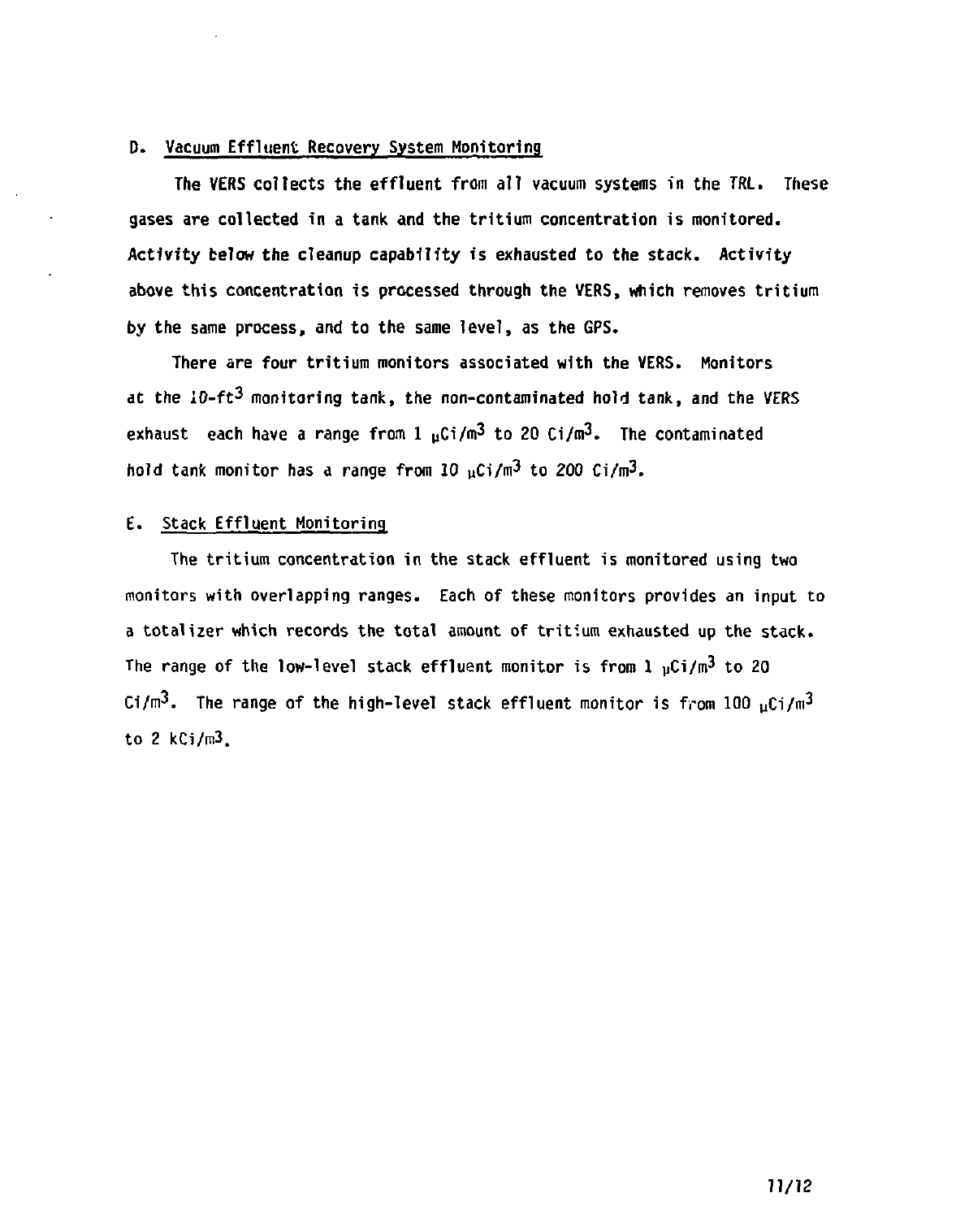### D. Vacuum Effluent Recovery System Monitoring

The VERS collects the effluent from all vacuum systems in the TRL. These gases are collected in a tank and the tritium concentration is monitored. Activity below the cleanup capability is exhausted to the stack. Activity above this concentration is processed through the VERS, which removes tritium by the same process, and to the same level, as the GPS.

There are four tritium monitors associated with the VERS. Monitors at the 10-ft$^3$ monitoring tank, the non-contaminated hold tank, and the VERS exhaust each have a range from 1 $\mu$Ci/m$^3$ to 20 Ci/m$^3$. The contaminated hold tank monitor has a range from 10 $\mu$Ci/m$^3$ to 200 Ci/m$^3$.

### E. Stack Effluent Monitoring

The tritium concentration in the stack effluent is monitored using two monitors with overlapping ranges. Each of these monitors provides an input to a totalizer which records the total amount of tritium exhausted up the stack. The range of the low-level stack effluent monitor is from 1 $\mu$Ci/m$^3$ to 20 Ci/m$^3$. The range of the high-level stack effluent monitor is from 100 $\mu$Ci/m$^3$ to 2 kCi/m$^3$.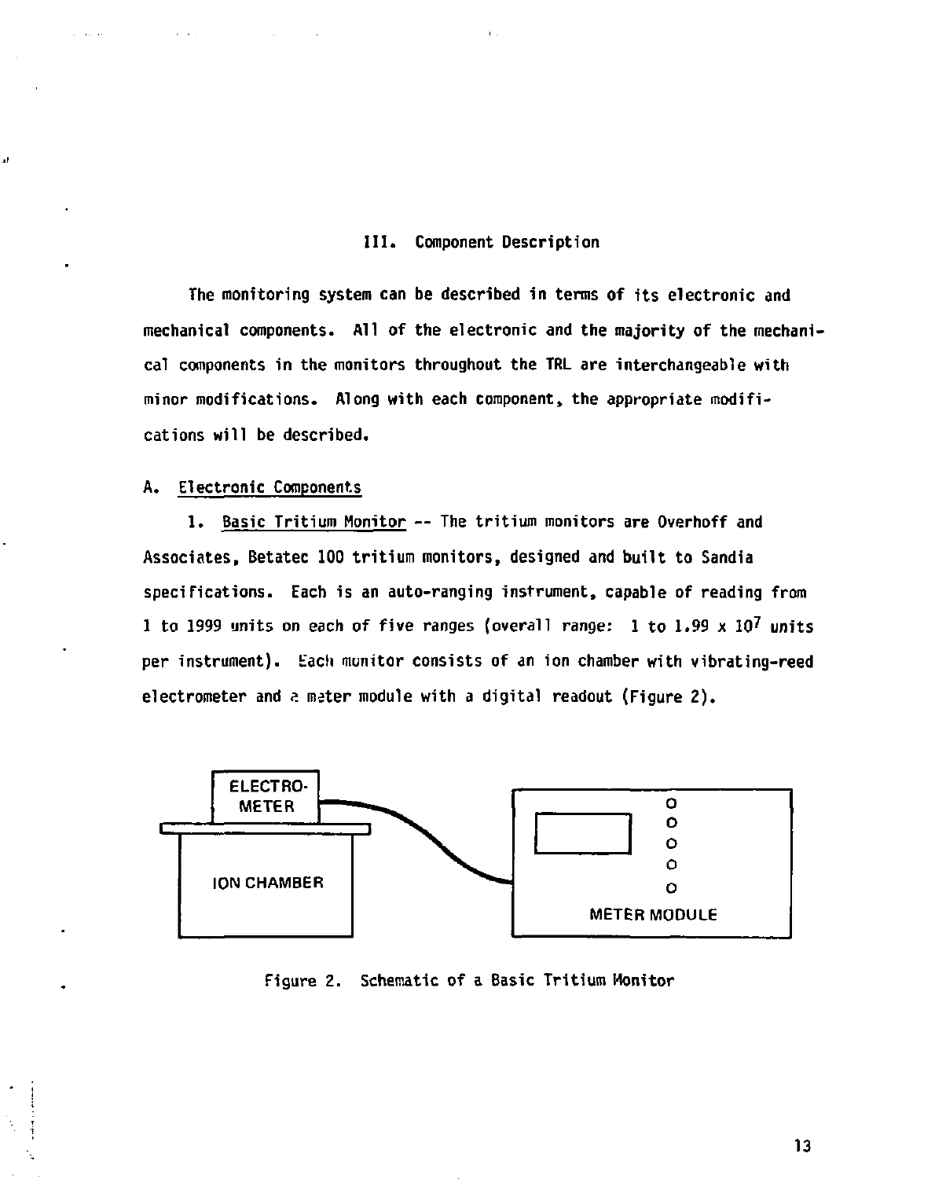## III. Component Description

The monitoring system can be described in terms of its electronic and mechanical components. All of the electronic and the majority of the mechanical components in the monitors throughout the TRL are interchangeable with minor modifications. Along with each component, the appropriate modifications will be described.

### A. Electronic Components

1. Basic Tritium Monitor -- The tritium monitors are Overhoff and Associates, Betatec 100 tritium monitors, designed and built to Sandia specifications. Each is an auto-ranging instrument, capable of reading from 1 to 1999 units on each of five ranges (overall range: 1 to $1.99 \times 10^7$ units per instrument). Each monitor consists of an ion chamber with vibrating-reed electrometer and a meter module with a digital readout (Figure 2).

Figure 2. Schematic of a Basic Tritium Monitor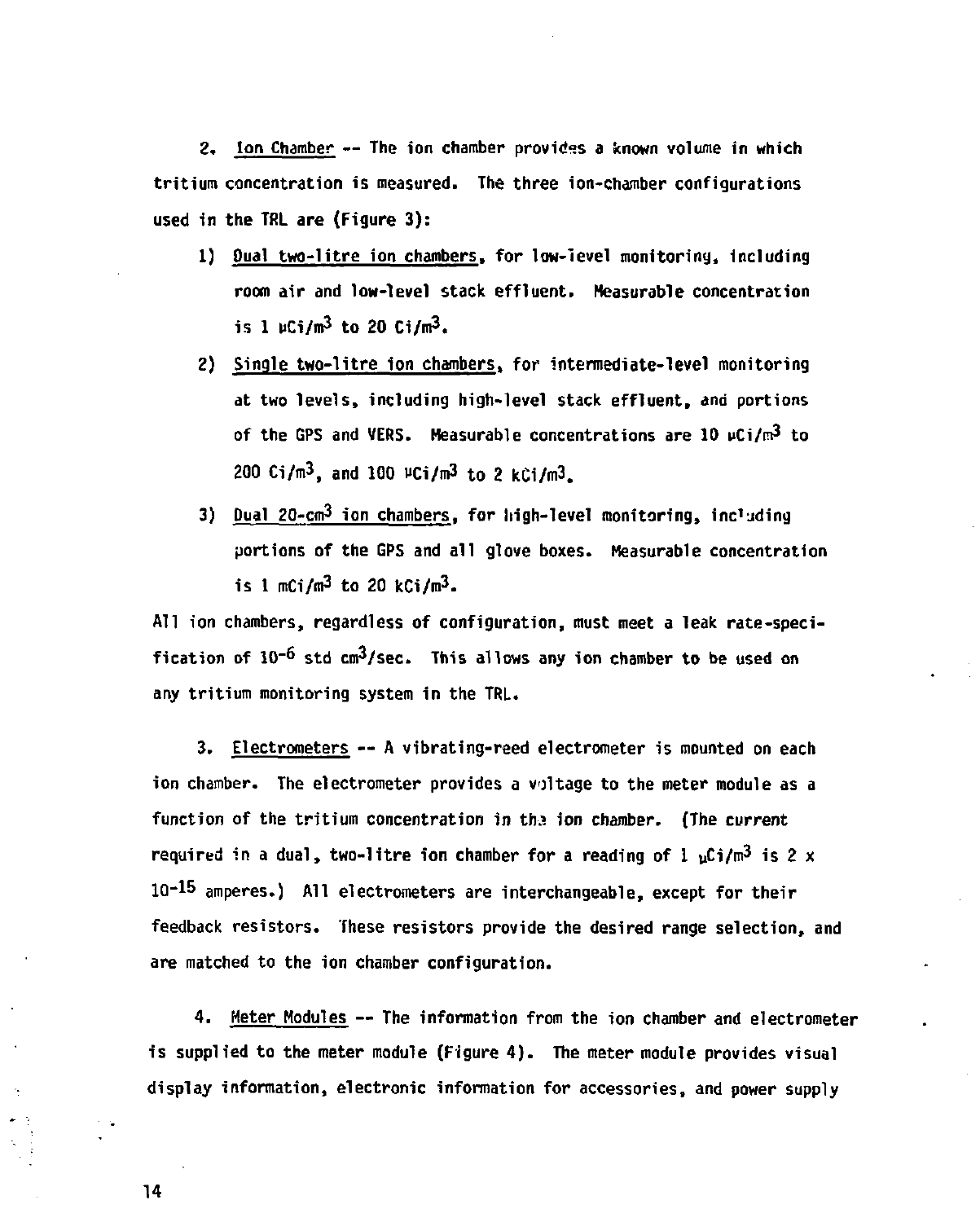2. Ion Chamber -- The ion chamber provides a known volume in which tritium concentration is measured. The three ion-chamber configurations used in the TRL are (Figure 3):

1) Dual two-litre ion chambers, for low-level monitoring, including room air and low-level stack effluent. Measurable concentration is 1 $\mu Ci/m^3$ to 20 $Ci/m^3$.

2) Single two-litre ion chambers, for intermediate-level monitoring at two levels, including high-level stack effluent, and portions of the GPS and VERS. Measurable concentrations are 10 $\mu Ci/m^3$ to 200 $Ci/m^3$, and 100 $\mu Ci/m^3$ to 2 $kCi/m^3$.

3) Dual 20-$cm^3$ ion chambers, for high-level monitoring, including portions of the GPS and all glove boxes. Measurable concentration is 1 $mCi/m^3$ to 20 $kCi/m^3$.

All ion chambers, regardless of configuration, must meet a leak rate-specification of $10^{-6}$ std $cm^3/sec$. This allows any ion chamber to be used on any tritium monitoring system in the TRL.

3. Electrometers -- A vibrating-reed electrometer is mounted on each ion chamber. The electrometer provides a voltage to the meter module as a function of the tritium concentration in the ion chamber. (The current required in a dual, two-litre ion chamber for a reading of 1 $\mu Ci/m^3$ is 2 x $10^{-15}$ amperes.) All electrometers are interchangeable, except for their feedback resistors. These resistors provide the desired range selection, and are matched to the ion chamber configuration.

4. Meter Modules -- The information from the ion chamber and electrometer is supplied to the meter module (Figure 4). The meter module provides visual display information, electronic information for accessories, and power supply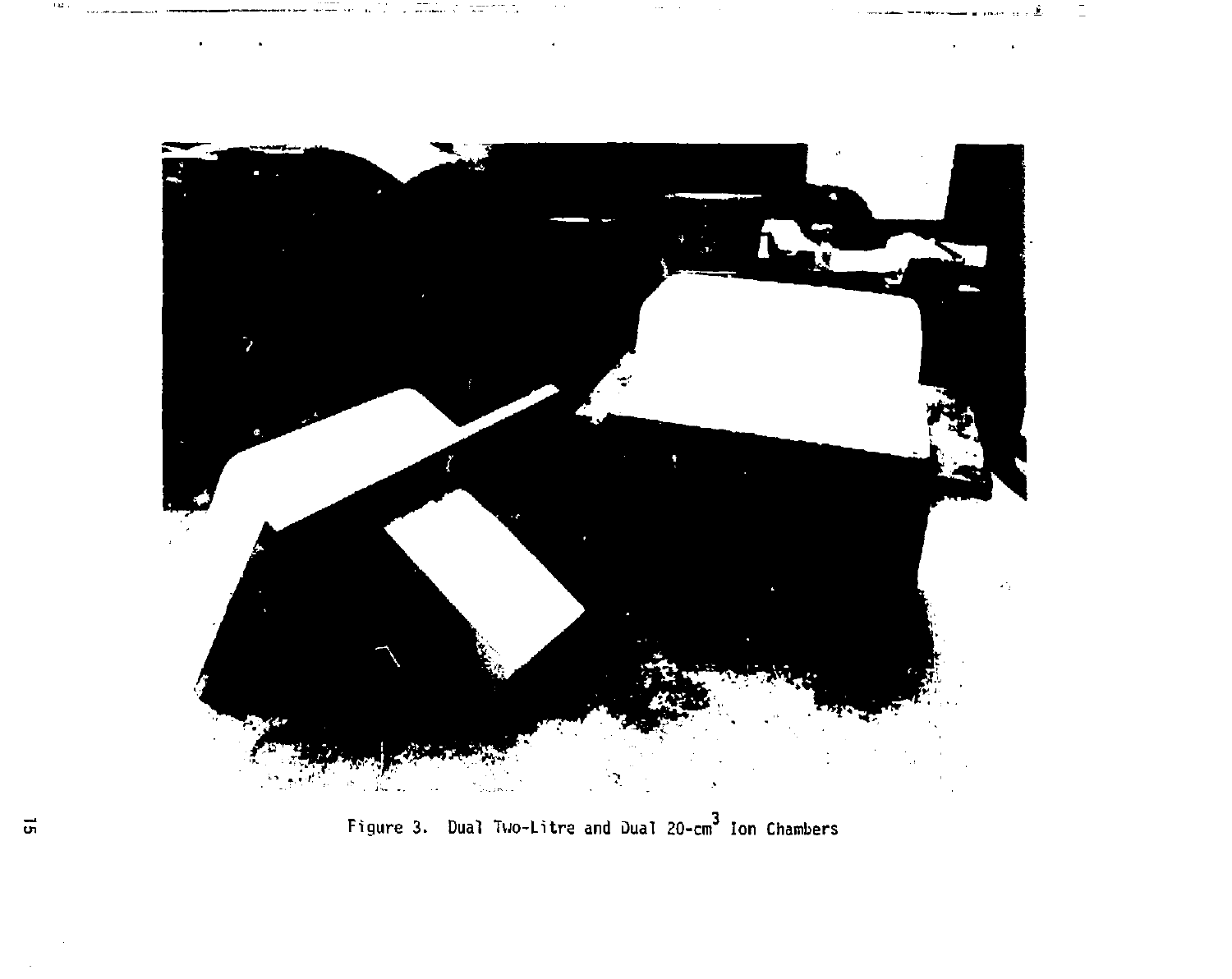Figure 3. Dual Two-Litre and Dual 20-$cm^3$ Ion Chambers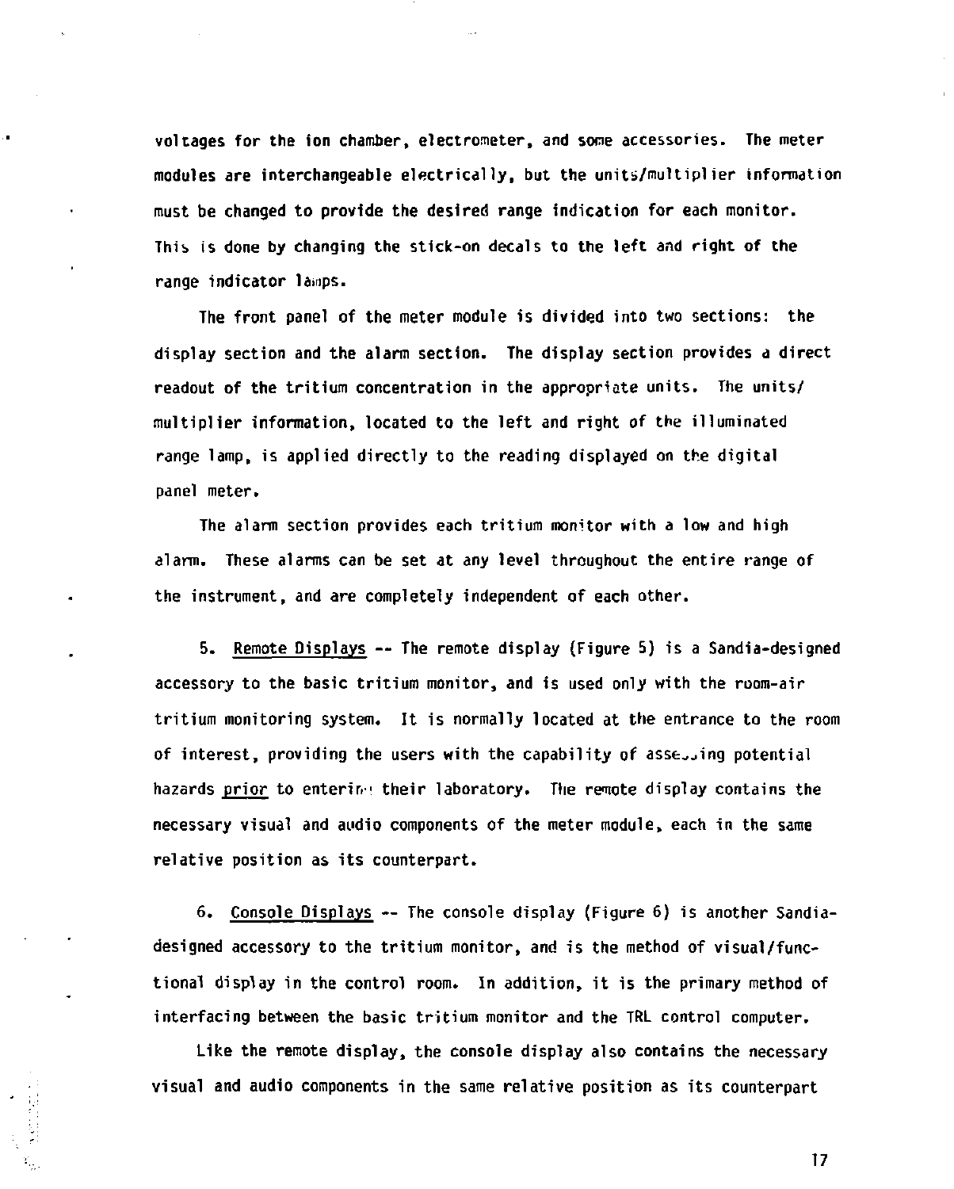voltages for the ion chamber, electrometer, and some accessories. The meter modules are interchangeable electrically, but the units/multiplier information must be changed to provide the desired range indication for each monitor. This is done by changing the stick-on decals to the left and right of the range indicator lamps.

The front panel of the meter module is divided into two sections: the display section and the alarm section. The display section provides a direct readout of the tritium concentration in the appropriate units. The units/multiplier information, located to the left and right of the illuminated range lamp, is applied directly to the reading displayed on the digital panel meter.

The alarm section provides each tritium monitor with a low and high alarm. These alarms can be set at any level throughout the entire range of the instrument, and are completely independent of each other.

5. Remote Displays -- The remote display (Figure 5) is a Sandia-designed accessory to the basic tritium monitor, and is used only with the room-air tritium monitoring system. It is normally located at the entrance to the room of interest, providing the users with the capability of assessing potential hazards *prior* to entering their laboratory. The remote display contains the necessary visual and audio components of the meter module, each in the same relative position as its counterpart.

6. Console Displays -- The console display (Figure 6) is another Sandia-designed accessory to the tritium monitor, and is the method of visual/functional display in the control room. In addition, it is the primary method of interfacing between the basic tritium monitor and the TRL control computer.

Like the remote display, the console display also contains the necessary visual and audio components in the same relative position as its counterpart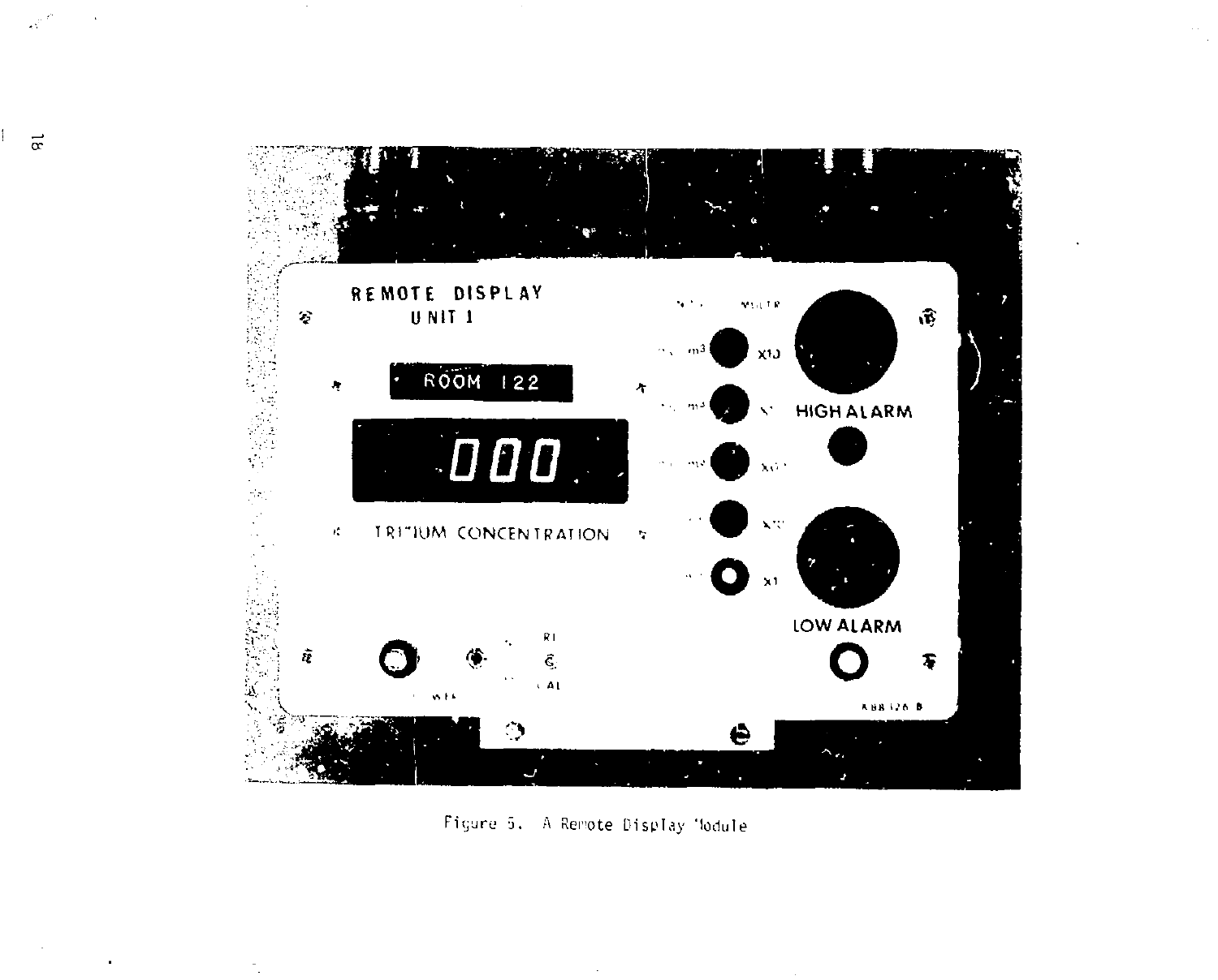Figure 5. A Remote Display Module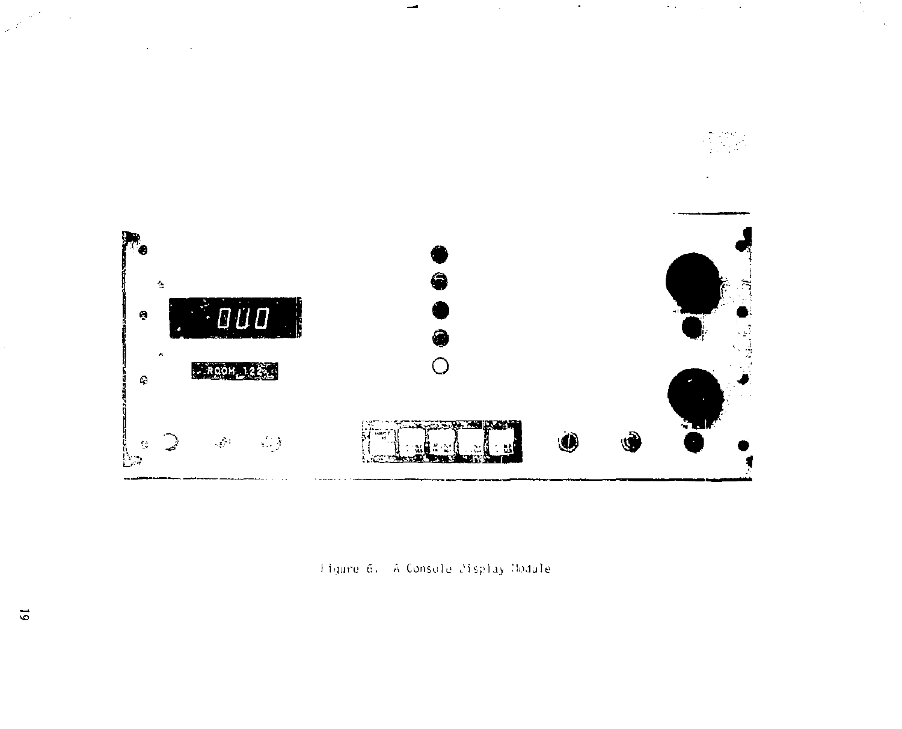Figure 6. A Console Display Module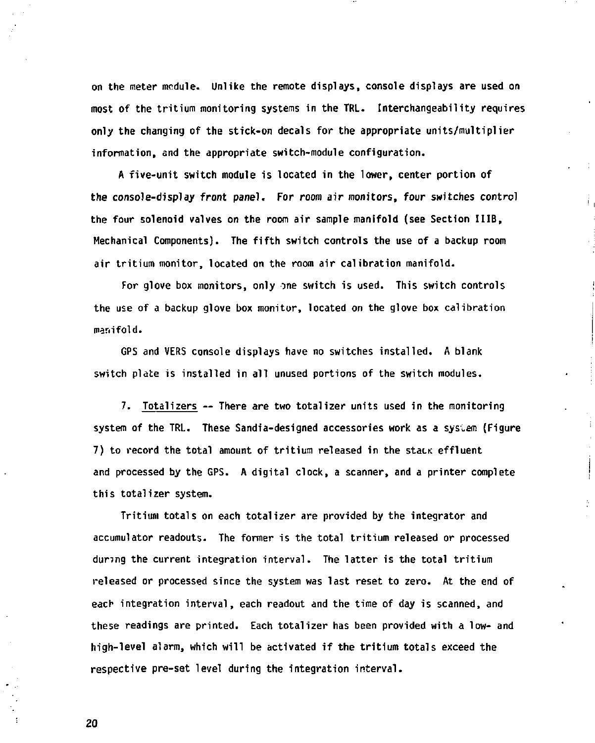on the meter module. Unlike the remote displays, console displays are used on most of the tritium monitoring systems in the TRL. Interchangeability requires only the changing of the stick-on decals for the appropriate units/multiplier information, and the appropriate switch-module configuration.

A five-unit switch module is located in the lower, center portion of the console-display front panel. For room air monitors, four switches control the four solenoid valves on the room air sample manifold (see Section IIIB, Mechanical Components). The fifth switch controls the use of a backup room air tritium monitor, located on the room air calibration manifold.

For glove box monitors, only one switch is used. This switch controls the use of a backup glove box monitor, located on the glove box calibration manifold.

GPS and VERS console displays have no switches installed. A blank switch plate is installed in all unused portions of the switch modules.

7. Totalizers -- There are two totalizer units used in the monitoring system of the TRL. These Sandia-designed accessories work as a system (Figure 7) to record the total amount of tritium released in the stack effluent and processed by the GPS. A digital clock, a scanner, and a printer complete this totalizer system.

Tritium totals on each totalizer are provided by the integrator and accumulator readouts. The former is the total tritium released or processed during the current integration interval. The latter is the total tritium released or processed since the system was last reset to zero. At the end of each integration interval, each readout and the time of day is scanned, and these readings are printed. Each totalizer has been provided with a low- and high-level alarm, which will be activated if the tritium totals exceed the respective pre-set level during the integration interval.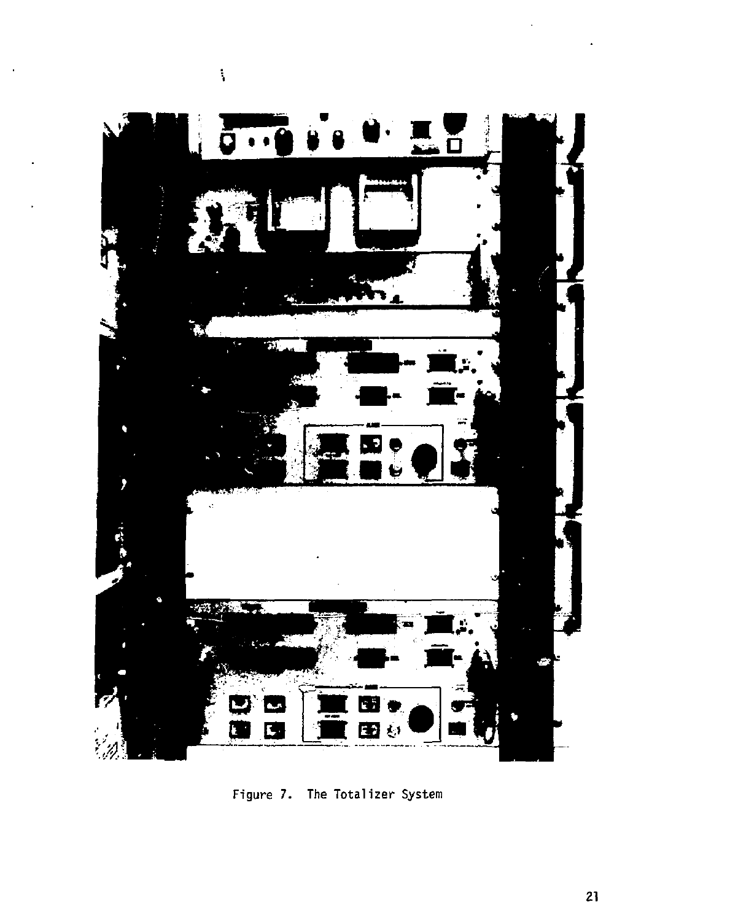Figure 7. The Totalizer System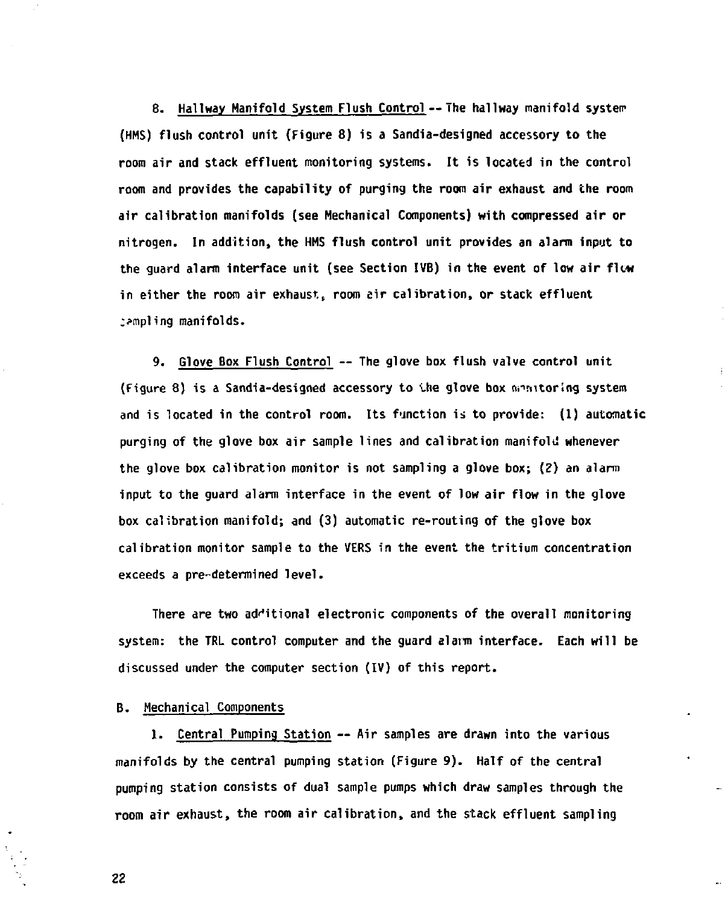8. Hallway Manifold System Flush Control -- The hallway manifold system (HMS) flush control unit (Figure 8) is a Sandia-designed accessory to the room air and stack effluent monitoring systems. It is located in the control room and provides the capability of purging the room air exhaust and the room air calibration manifolds (see Mechanical Components) with compressed air or nitrogen. In addition, the HMS flush control unit provides an alarm input to the guard alarm interface unit (see Section IVB) in the event of low air flow in either the room air exhaust, room air calibration, or stack effluent sampling manifolds.

9. Glove Box Flush Control -- The glove box flush valve control unit (Figure 8) is a Sandia-designed accessory to the glove box monitoring system and is located in the control room. Its function is to provide: (1) automatic purging of the glove box air sample lines and calibration manifold whenever the glove box calibration monitor is not sampling a glove box; (2) an alarm input to the guard alarm interface in the event of low air flow in the glove box calibration manifold; and (3) automatic re-routing of the glove box calibration monitor sample to the VERS in the event the tritium concentration exceeds a pre-determined level.

There are two additional electronic components of the overall monitoring system: the TRL control computer and the guard alarm interface. Each will be discussed under the computer section (IV) of this report.

## B. Mechanical Components

1. Central Pumping Station -- Air samples are drawn into the various manifolds by the central pumping station (Figure 9). Half of the central pumping station consists of dual sample pumps which draw samples through the room air exhaust, the room air calibration, and the stack effluent sampling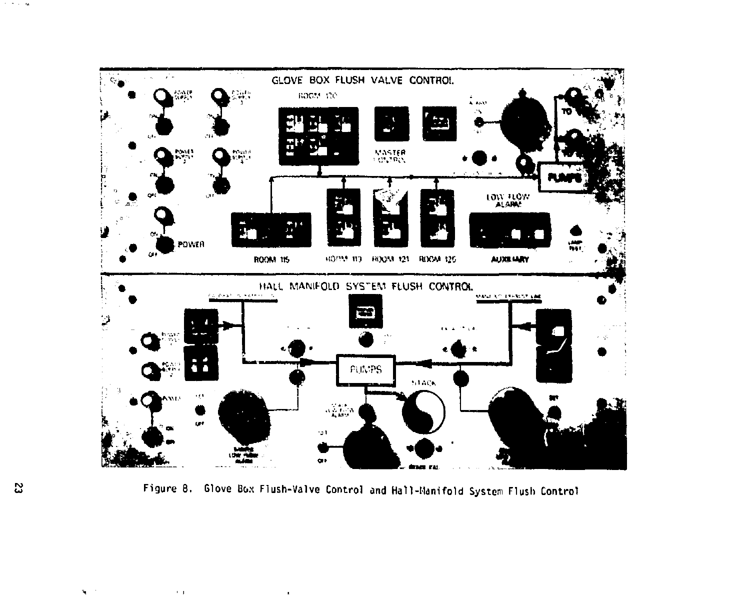GLOVE BOX FLUSH VALVE CONTROL

HALL MANIFOLD SYSTEM FLUSH CONTROL

Figure 8. Glove Box Flush-Valve Control and Hall-Manifold System Flush Control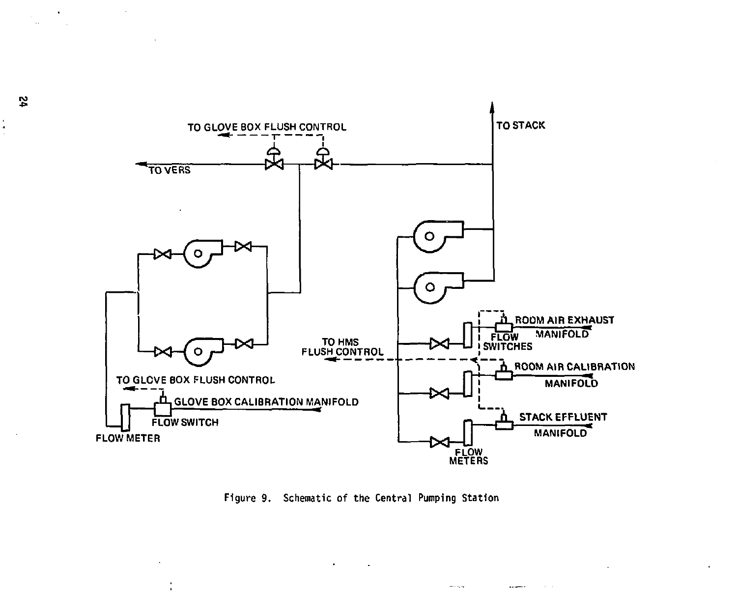Figure 9. Schematic of the Central Pumping Station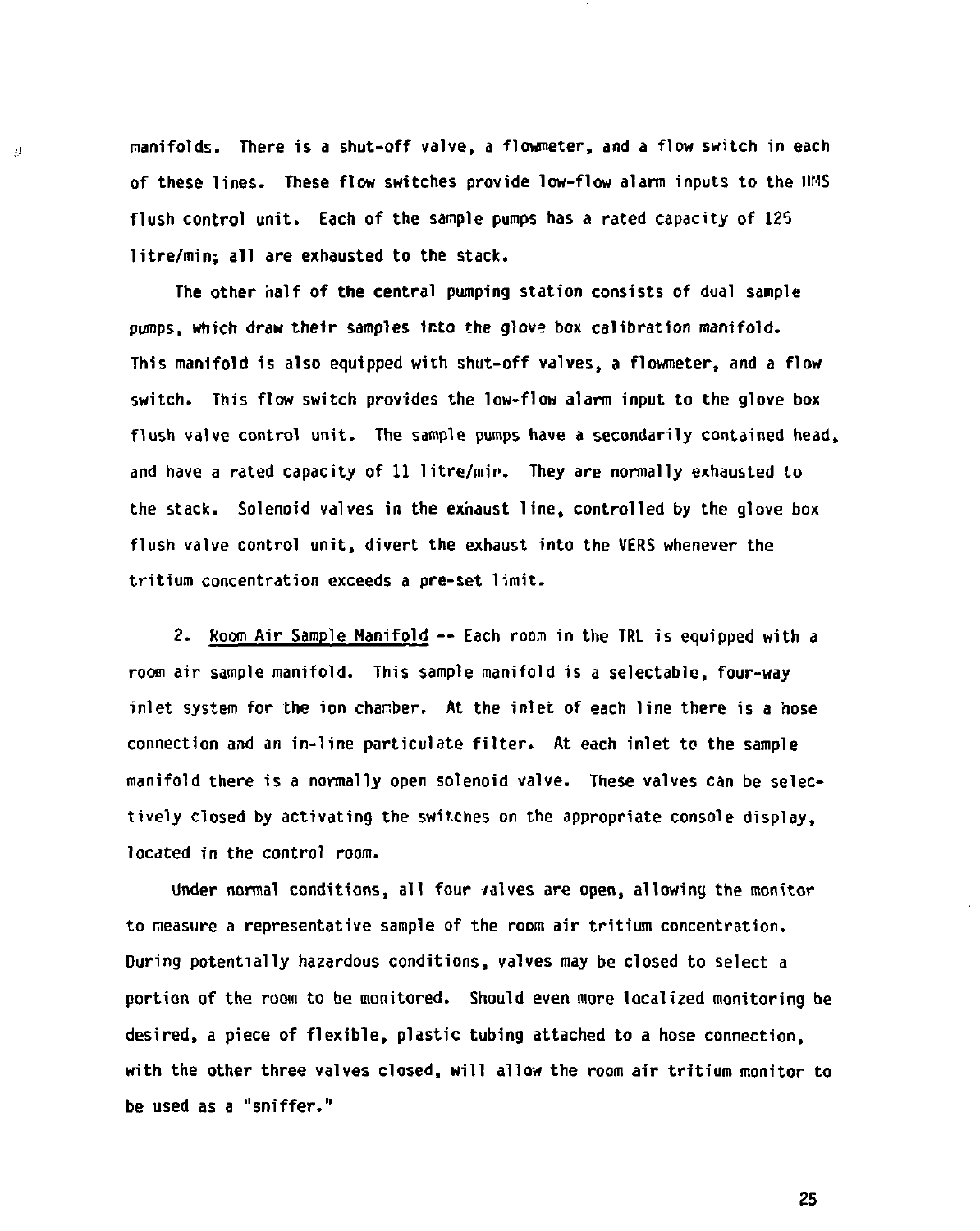manifolds. There is a shut-off valve, a flowmeter, and a flow switch in each of these lines. These flow switches provide low-flow alarm inputs to the HMS flush control unit. Each of the sample pumps has a rated capacity of 125 litre/min; all are exhausted to the stack.

The other half of the central pumping station consists of dual sample pumps, which draw their samples into the glove box calibration manifold. This manifold is also equipped with shut-off valves, a flowmeter, and a flow switch. This flow switch provides the low-flow alarm input to the glove box flush valve control unit. The sample pumps have a secondarily contained head, and have a rated capacity of 11 litre/min. They are normally exhausted to the stack. Solenoid valves in the exhaust line, controlled by the glove box flush valve control unit, divert the exhaust into the VERS whenever the tritium concentration exceeds a pre-set limit.

2. Room Air Sample Manifold -- Each room in the TRL is equipped with a room air sample manifold. This sample manifold is a selectable, four-way inlet system for the ion chamber. At the inlet of each line there is a hose connection and an in-line particulate filter. At each inlet to the sample manifold there is a normally open solenoid valve. These valves can be selectively closed by activating the switches on the appropriate console display, located in the control room.

Under normal conditions, all four valves are open, allowing the monitor to measure a representative sample of the room air tritium concentration. During potentially hazardous conditions, valves may be closed to select a portion of the room to be monitored. Should even more localized monitoring be desired, a piece of flexible, plastic tubing attached to a hose connection, with the other three valves closed, will allow the room air tritium monitor to be used as a "sniffer."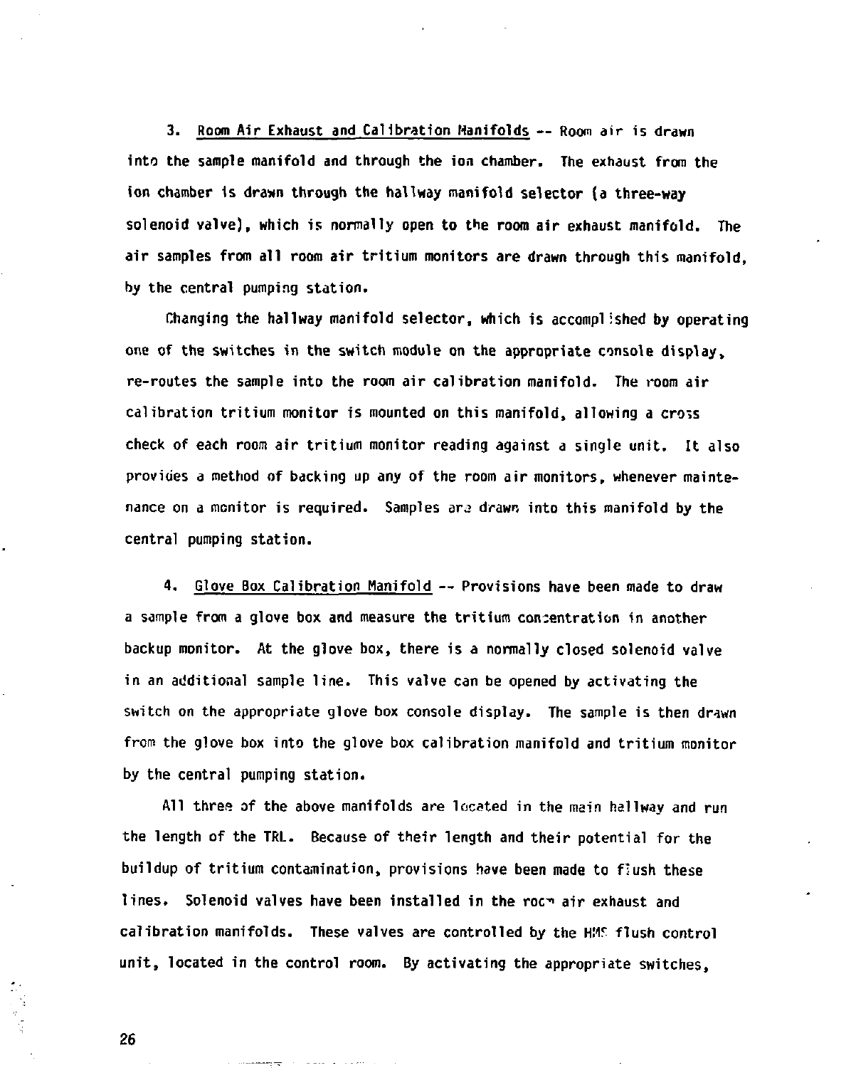3. Room Air Exhaust and Calibration Manifolds -- Room air is drawn into the sample manifold and through the ion chamber. The exhaust from the ion chamber is drawn through the hallway manifold selector (a three-way solenoid valve), which is normally open to the room air exhaust manifold. The air samples from all room air tritium monitors are drawn through this manifold, by the central pumping station.

Changing the hallway manifold selector, which is accomplished by operating one of the switches in the switch module on the appropriate console display, re-routes the sample into the room air calibration manifold. The room air calibration tritium monitor is mounted on this manifold, allowing a cross check of each room air tritium monitor reading against a single unit. It also provides a method of backing up any of the room air monitors, whenever maintenance on a monitor is required. Samples are drawn into this manifold by the central pumping station.

4. Glove Box Calibration Manifold -- Provisions have been made to draw a sample from a glove box and measure the tritium concentration in another backup monitor. At the glove box, there is a normally closed solenoid valve in an additional sample line. This valve can be opened by activating the switch on the appropriate glove box console display. The sample is then drawn from the glove box into the glove box calibration manifold and tritium monitor by the central pumping station.

All three of the above manifolds are located in the main hallway and run the length of the TRL. Because of their length and their potential for the buildup of tritium contamination, provisions have been made to flush these lines. Solenoid valves have been installed in the room air exhaust and calibration manifolds. These valves are controlled by the HMS flush control unit, located in the control room. By activating the appropriate switches,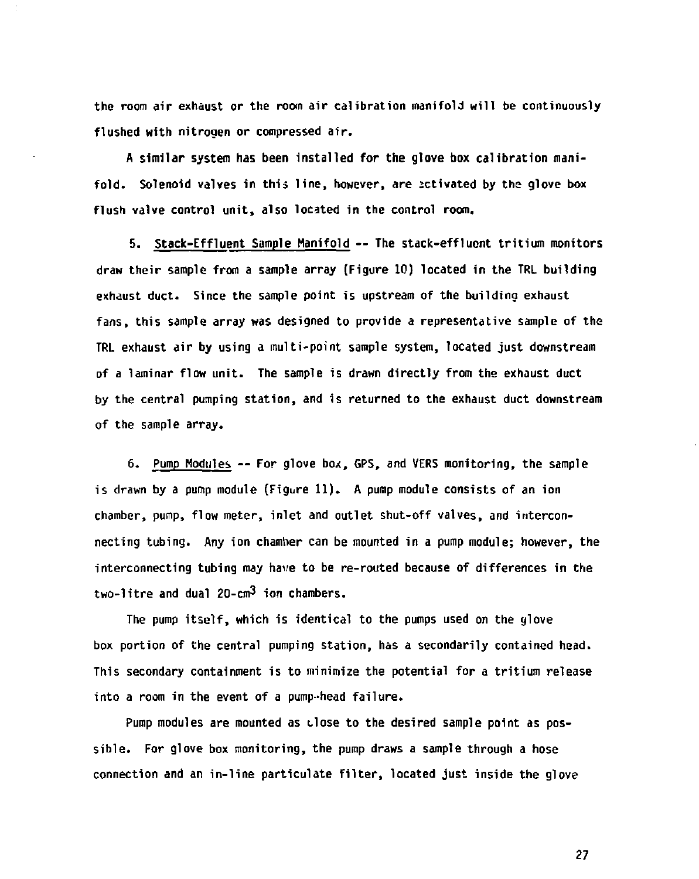the room air exhaust or the room air calibration manifold will be continuously flushed with nitrogen or compressed air.

A similar system has been installed for the glove box calibration manifold. Solenoid valves in this line, however, are activated by the glove box flush valve control unit, also located in the control room.

5. Stack-Effluent Sample Manifold -- The stack-effluent tritium monitors draw their sample from a sample array (Figure 10) located in the TRL building exhaust duct. Since the sample point is upstream of the building exhaust fans, this sample array was designed to provide a representative sample of the TRL exhaust air by using a multi-point sample system, located just downstream of a laminar flow unit. The sample is drawn directly from the exhaust duct by the central pumping station, and is returned to the exhaust duct downstream of the sample array.

6. Pump Modules -- For glove box, GPS, and VERS monitoring, the sample is drawn by a pump module (Figure 11). A pump module consists of an ion chamber, pump, flow meter, inlet and outlet shut-off valves, and interconnecting tubing. Any ion chamber can be mounted in a pump module; however, the interconnecting tubing may have to be re-routed because of differences in the two-litre and dual 20-$cm^3$ ion chambers.

The pump itself, which is identical to the pumps used on the glove box portion of the central pumping station, has a secondarily contained head. This secondary containment is to minimize the potential for a tritium release into a room in the event of a pump-head failure.

Pump modules are mounted as close to the desired sample point as possible. For glove box monitoring, the pump draws a sample through a hose connection and an in-line particulate filter, located just inside the glove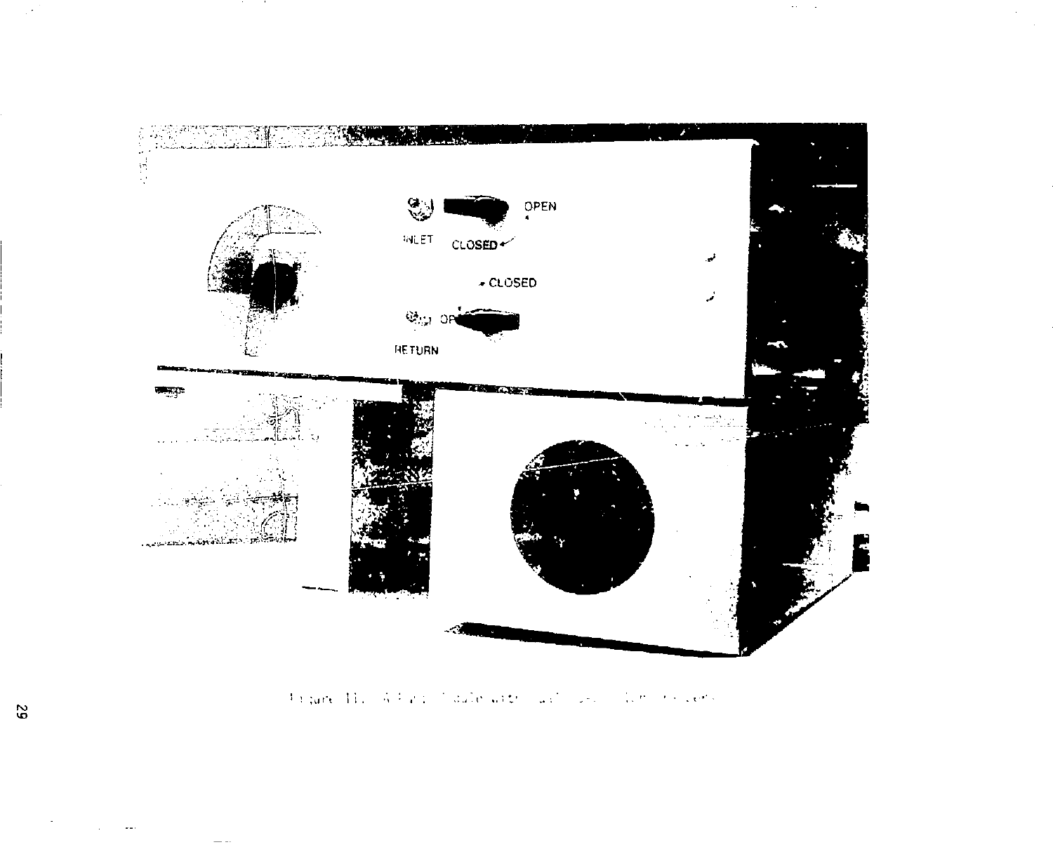Figure 11. A Flat Table with ...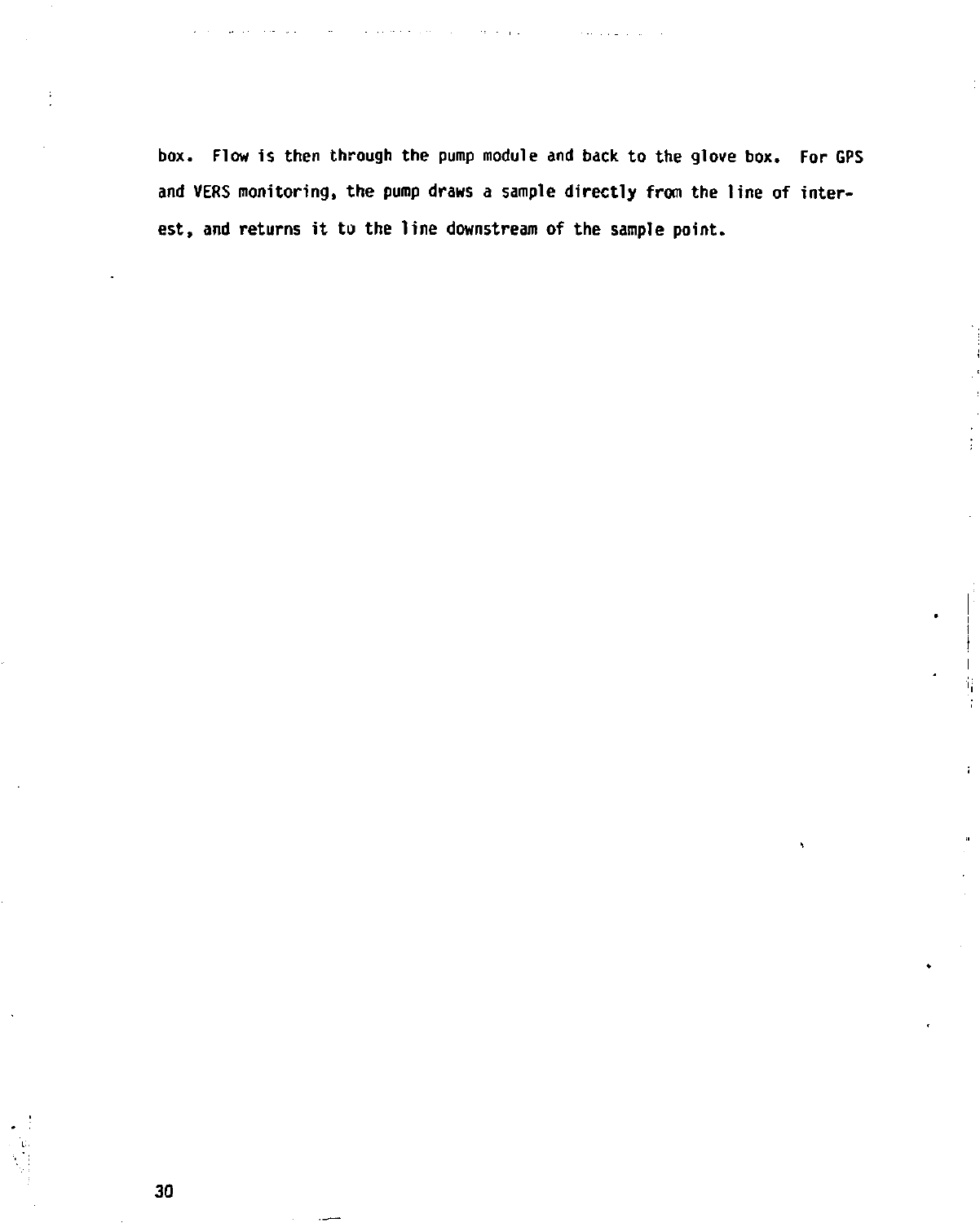box. Flow is then through the pump module and back to the glove box. For GPS and VERS monitoring, the pump draws a sample directly from the line of interest, and returns it to the line downstream of the sample point.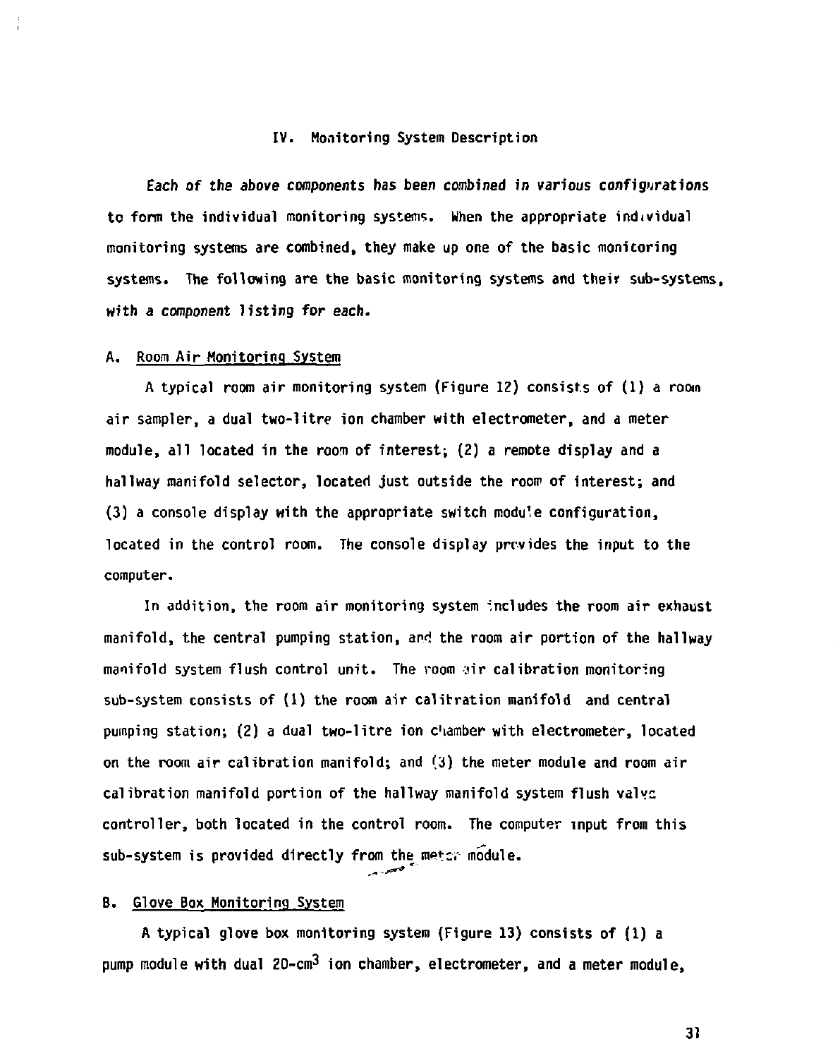## IV. Monitoring System Description

Each of the above components has been combined in various configurations to form the individual monitoring systems. When the appropriate individual monitoring systems are combined, they make up one of the basic monitoring systems. The following are the basic monitoring systems and their sub-systems, with a component listing for each.

### A. Room Air Monitoring System

A typical room air monitoring system (Figure 12) consists of (1) a room air sampler, a dual two-litre ion chamber with electrometer, and a meter module, all located in the room of interest; (2) a remote display and a hallway manifold selector, located just outside the room of interest; and (3) a console display with the appropriate switch module configuration, located in the control room. The console display provides the input to the computer.

In addition, the room air monitoring system includes the room air exhaust manifold, the central pumping station, and the room air portion of the hallway manifold system flush control unit. The room air calibration monitoring sub-system consists of (1) the room air calibration manifold and central pumping station; (2) a dual two-litre ion chamber with electrometer, located on the room air calibration manifold; and (3) the meter module and room air calibration manifold portion of the hallway manifold system flush valve controller, both located in the control room. The computer input from this sub-system is provided directly from the meter module.

### B. Glove Box Monitoring System

A typical glove box monitoring system (Figure 13) consists of (1) a pump module with dual 20-$cm^3$ ion chamber, electrometer, and a meter module,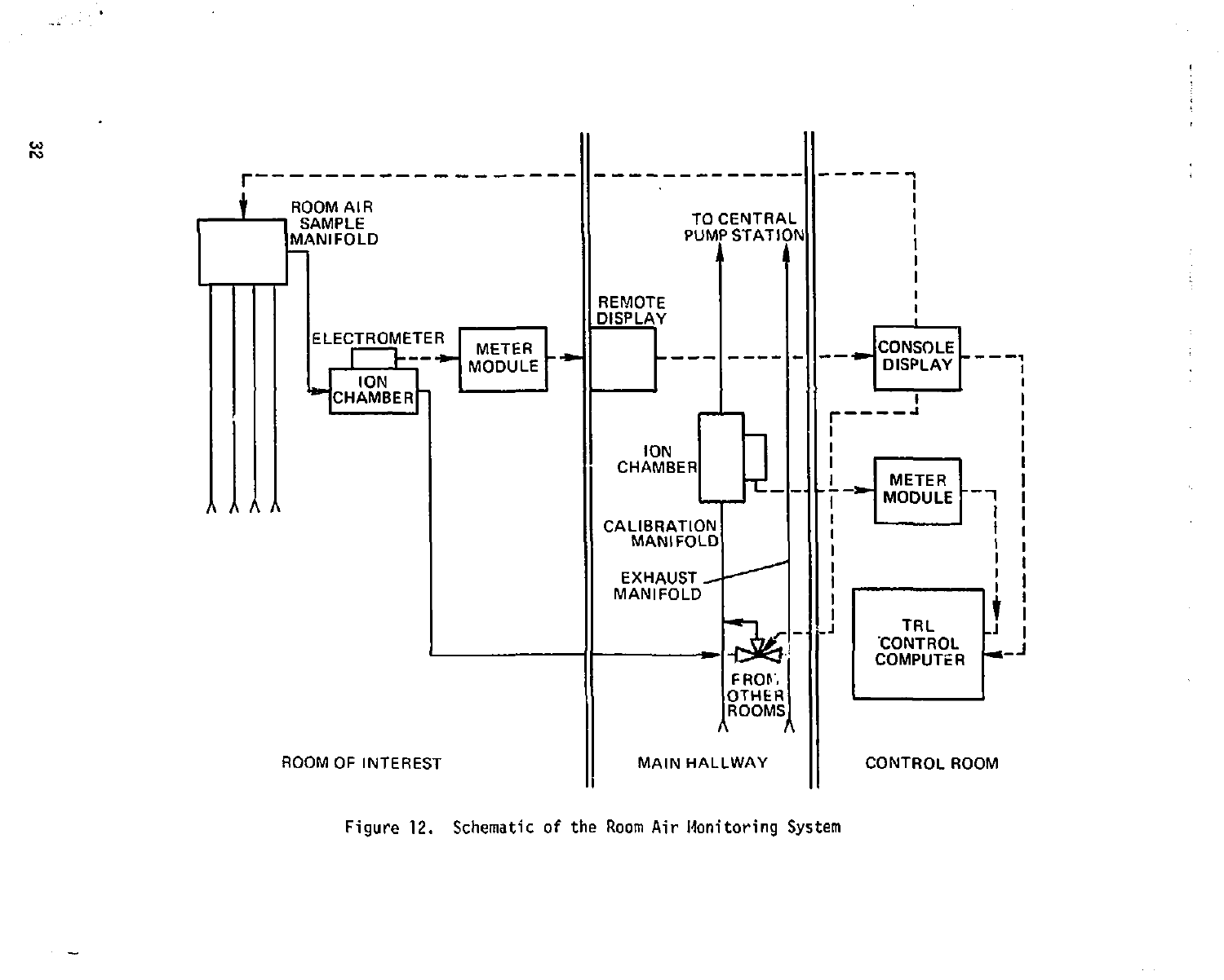Figure 12. Schematic of the Room Air Monitoring System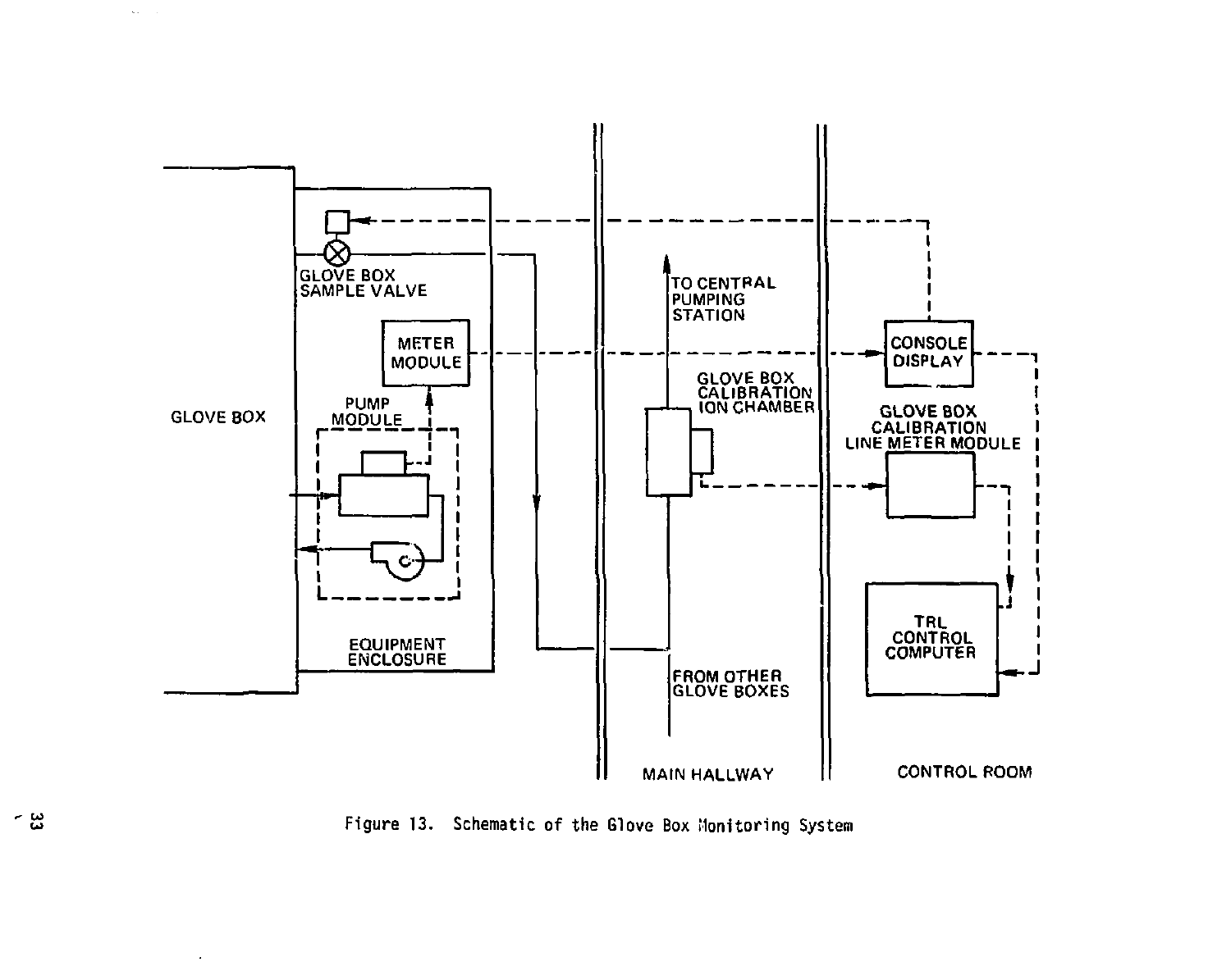Figure 13. Schematic of the Glove Box Monitoring System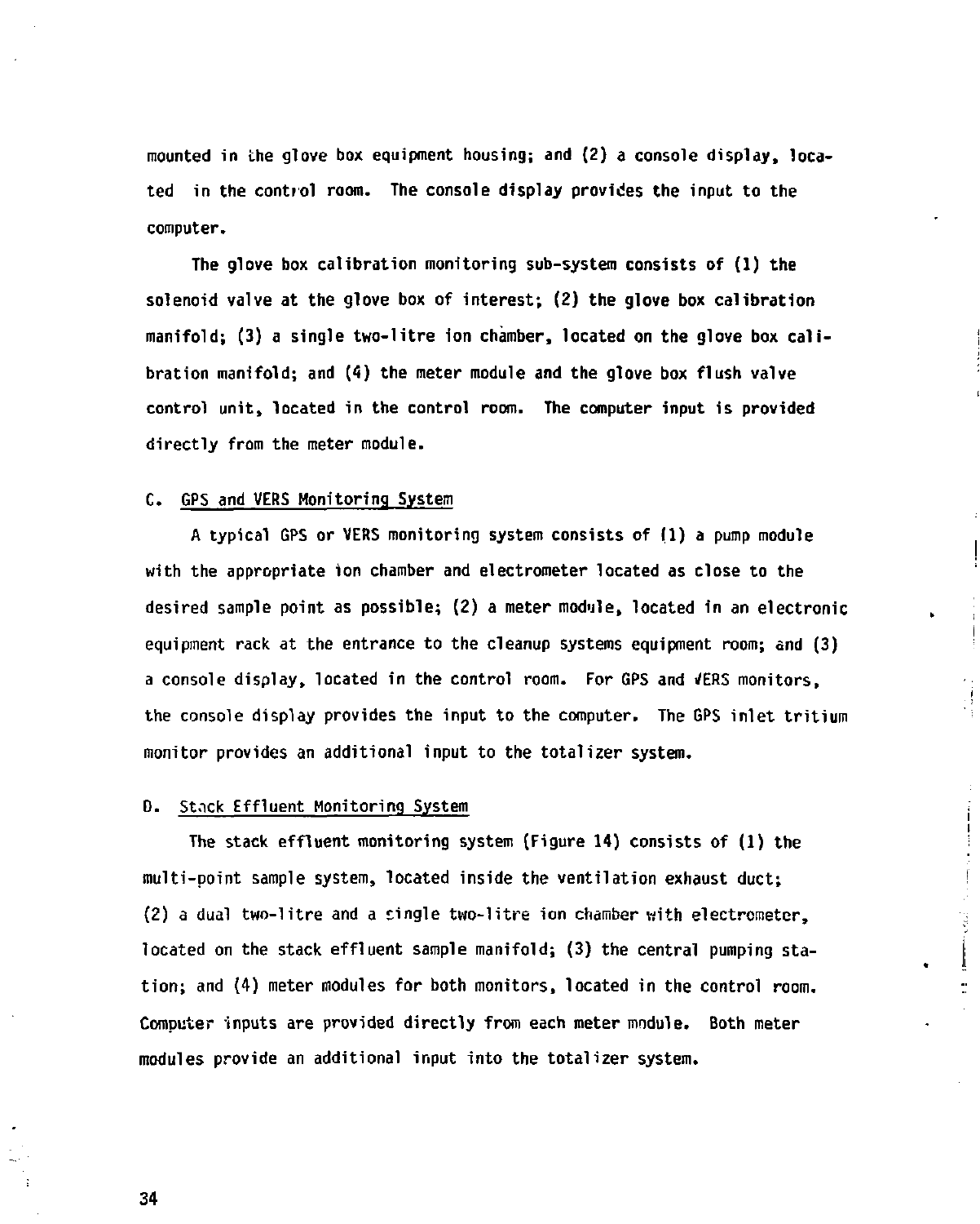mounted in the glove box equipment housing; and (2) a console display, located in the control room. The console display provides the input to the computer.

The glove box calibration monitoring sub-system consists of (1) the solenoid valve at the glove box of interest; (2) the glove box calibration manifold; (3) a single two-litre ion chamber, located on the glove box calibration manifold; and (4) the meter module and the glove box flush valve control unit, located in the control room. The computer input is provided directly from the meter module.

## C. GPS and VERS Monitoring System

A typical GPS or VERS monitoring system consists of (1) a pump module with the appropriate ion chamber and electrometer located as close to the desired sample point as possible; (2) a meter module, located in an electronic equipment rack at the entrance to the cleanup systems equipment room; and (3) a console display, located in the control room. For GPS and VERS monitors, the console display provides the input to the computer. The GPS inlet tritium monitor provides an additional input to the totalizer system.

## D. Stack Effluent Monitoring System

The stack effluent monitoring system (Figure 14) consists of (1) the multi-point sample system, located inside the ventilation exhaust duct; (2) a dual two-litre and a single two-litre ion chamber with electrometer, located on the stack effluent sample manifold; (3) the central pumping station; and (4) meter modules for both monitors, located in the control room. Computer inputs are provided directly from each meter module. Both meter modules provide an additional input into the totalizer system.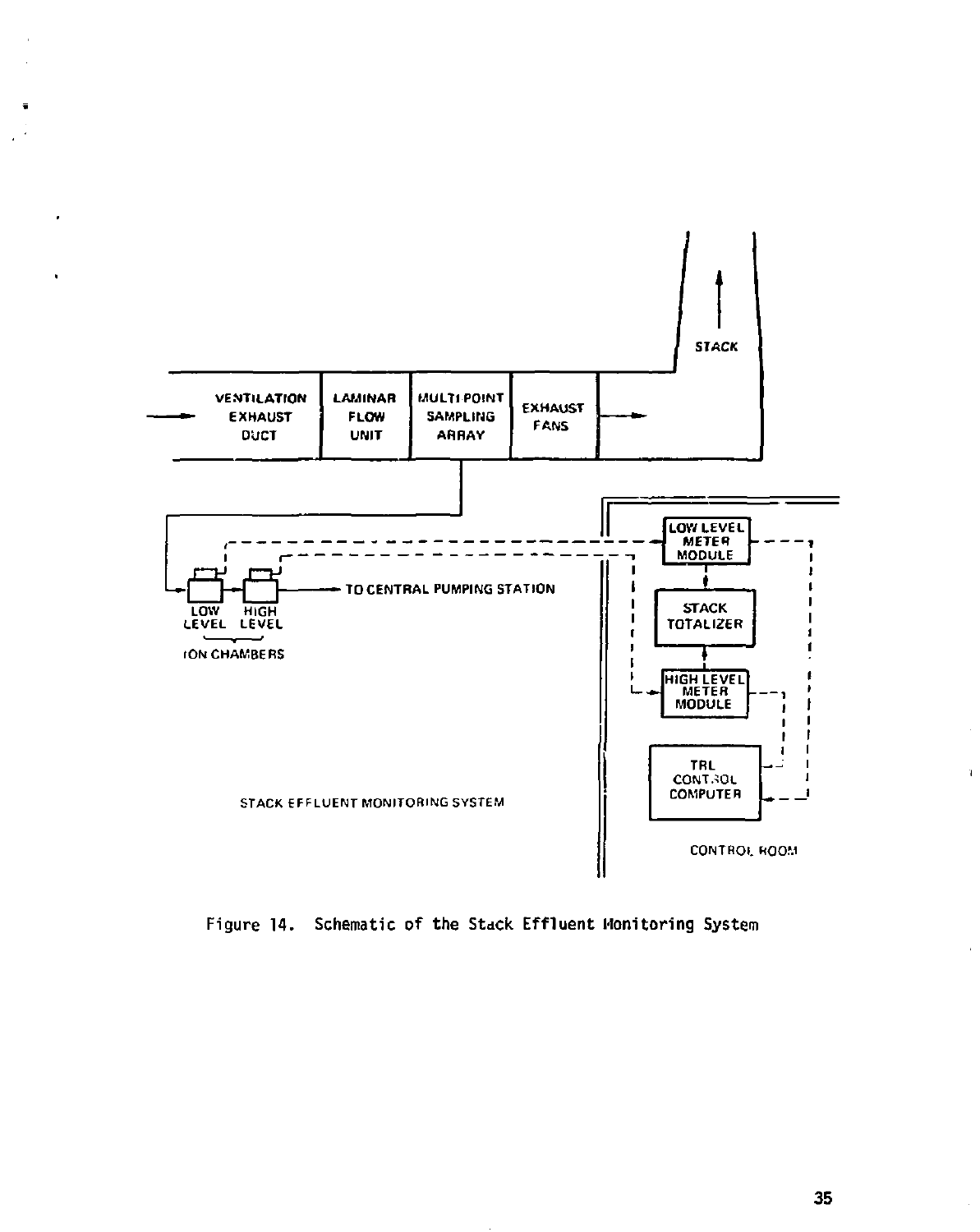Figure 14. Schematic of the Stack Effluent Monitoring System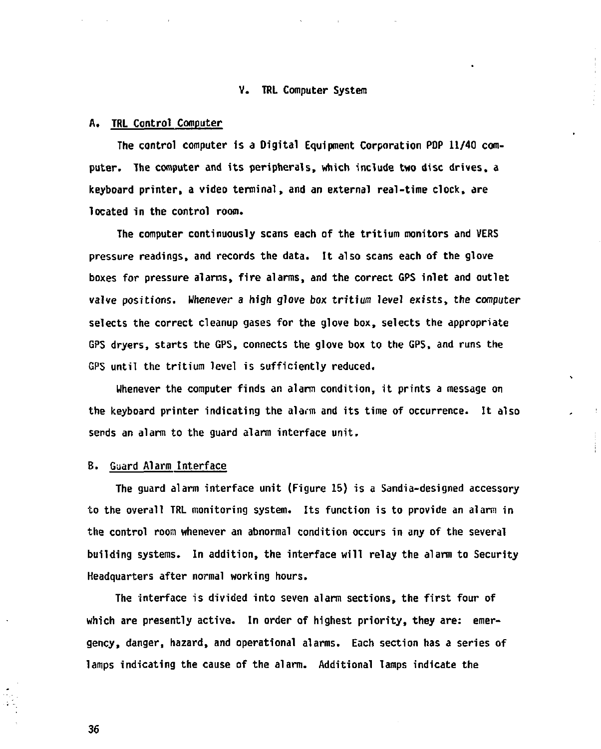## V. TRL Computer System

### A. TRL Control Computer

The control computer is a Digital Equipment Corporation PDP 11/40 computer. The computer and its peripherals, which include two disc drives, a keyboard printer, a video terminal, and an external real-time clock, are located in the control room.

The computer continuously scans each of the tritium monitors and VERS pressure readings, and records the data. It also scans each of the glove boxes for pressure alarms, fire alarms, and the correct GPS inlet and outlet valve positions. Whenever a high glove box tritium level exists, the computer selects the correct cleanup gases for the glove box, selects the appropriate GPS dryers, starts the GPS, connects the glove box to the GPS, and runs the GPS until the tritium level is sufficiently reduced.

Whenever the computer finds an alarm condition, it prints a message on the keyboard printer indicating the alarm and its time of occurrence. It also sends an alarm to the guard alarm interface unit.

### B. Guard Alarm Interface

The guard alarm interface unit (Figure 15) is a Sandia-designed accessory to the overall TRL monitoring system. Its function is to provide an alarm in the control room whenever an abnormal condition occurs in any of the several building systems. In addition, the interface will relay the alarm to Security Headquarters after normal working hours.

The interface is divided into seven alarm sections, the first four of which are presently active. In order of highest priority, they are: emergency, danger, hazard, and operational alarms. Each section has a series of lamps indicating the cause of the alarm. Additional lamps indicate the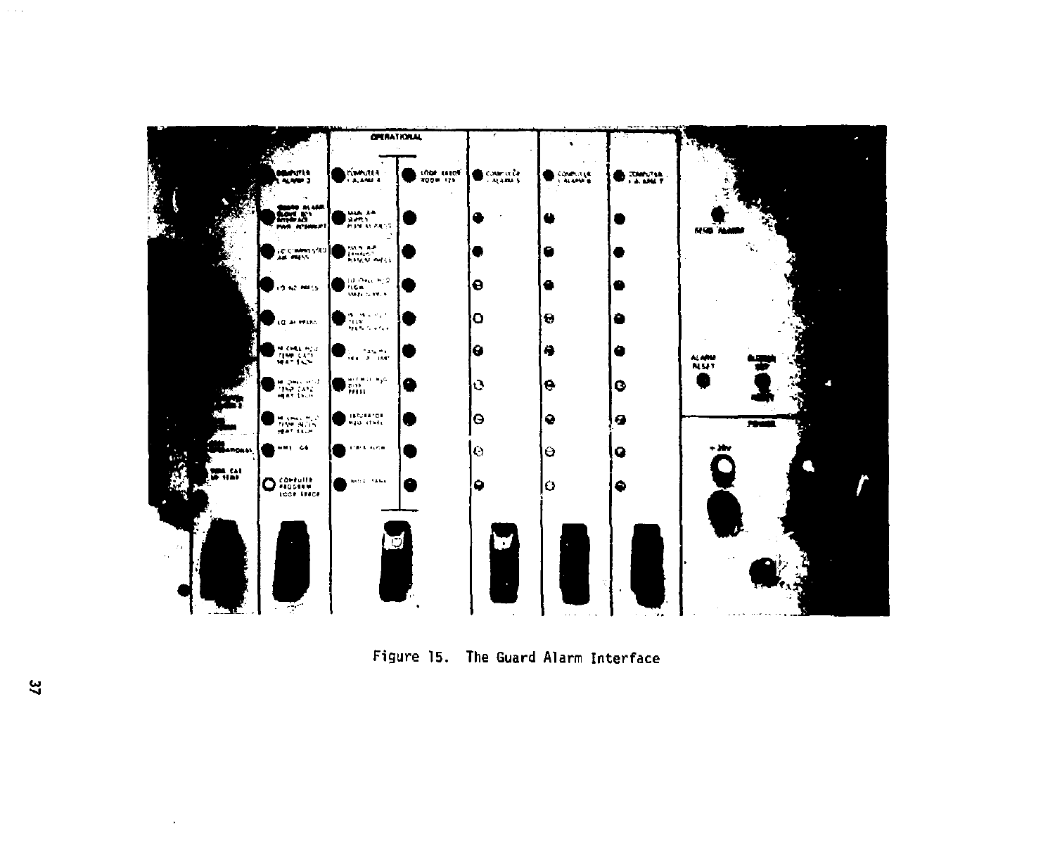Figure 15. The Guard Alarm Interface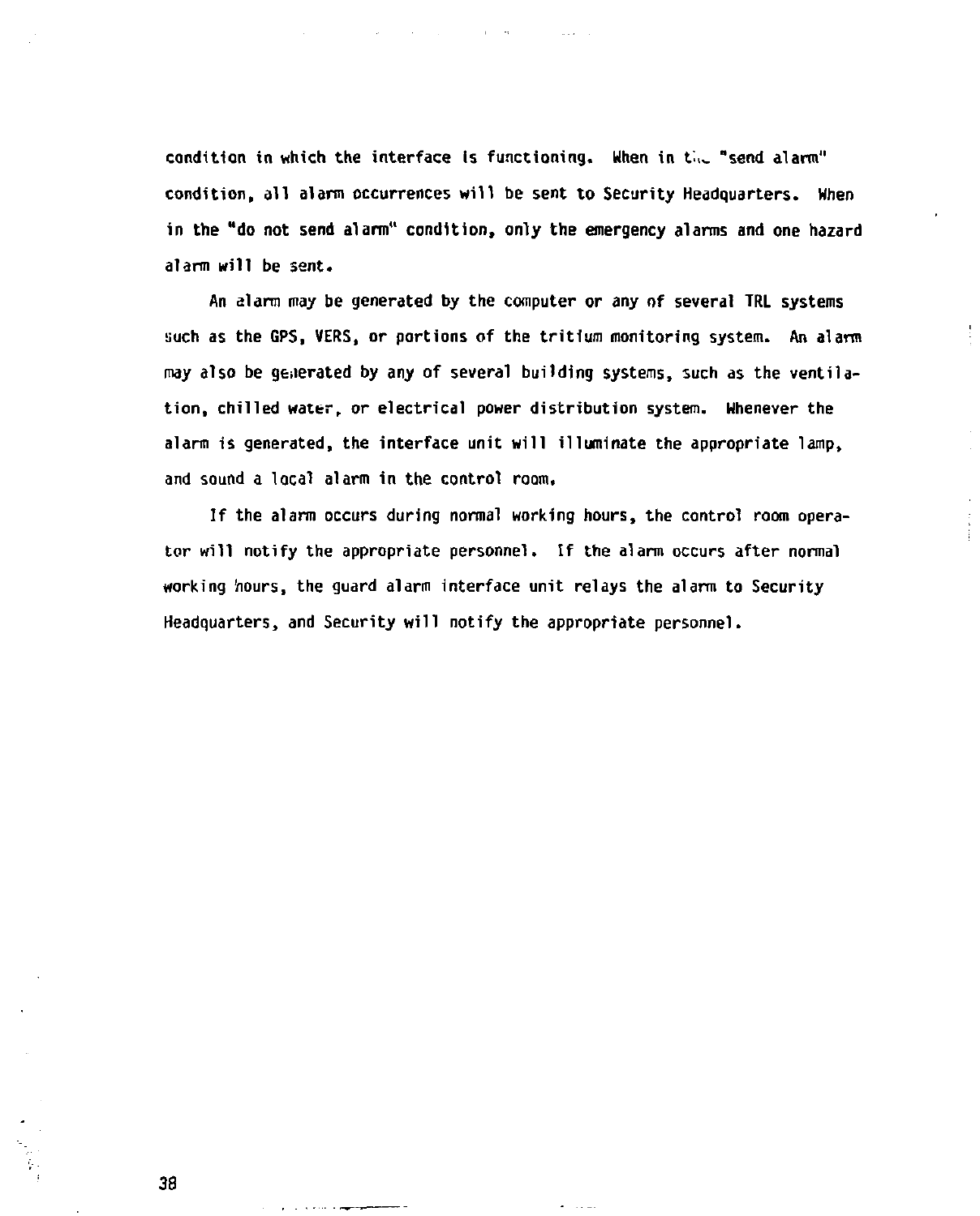condition in which the interface is functioning. When in the "send alarm" condition, all alarm occurrences will be sent to Security Headquarters. When in the "do not send alarm" condition, only the emergency alarms and one hazard alarm will be sent.

An alarm may be generated by the computer or any of several TRL systems such as the GPS, VERS, or portions of the tritium monitoring system. An alarm may also be generated by any of several building systems, such as the ventilation, chilled water, or electrical power distribution system. Whenever the alarm is generated, the interface unit will illuminate the appropriate lamp, and sound a local alarm in the control room.

If the alarm occurs during normal working hours, the control room operator will notify the appropriate personnel. If the alarm occurs after normal working hours, the guard alarm interface unit relays the alarm to Security Headquarters, and Security will notify the appropriate personnel.